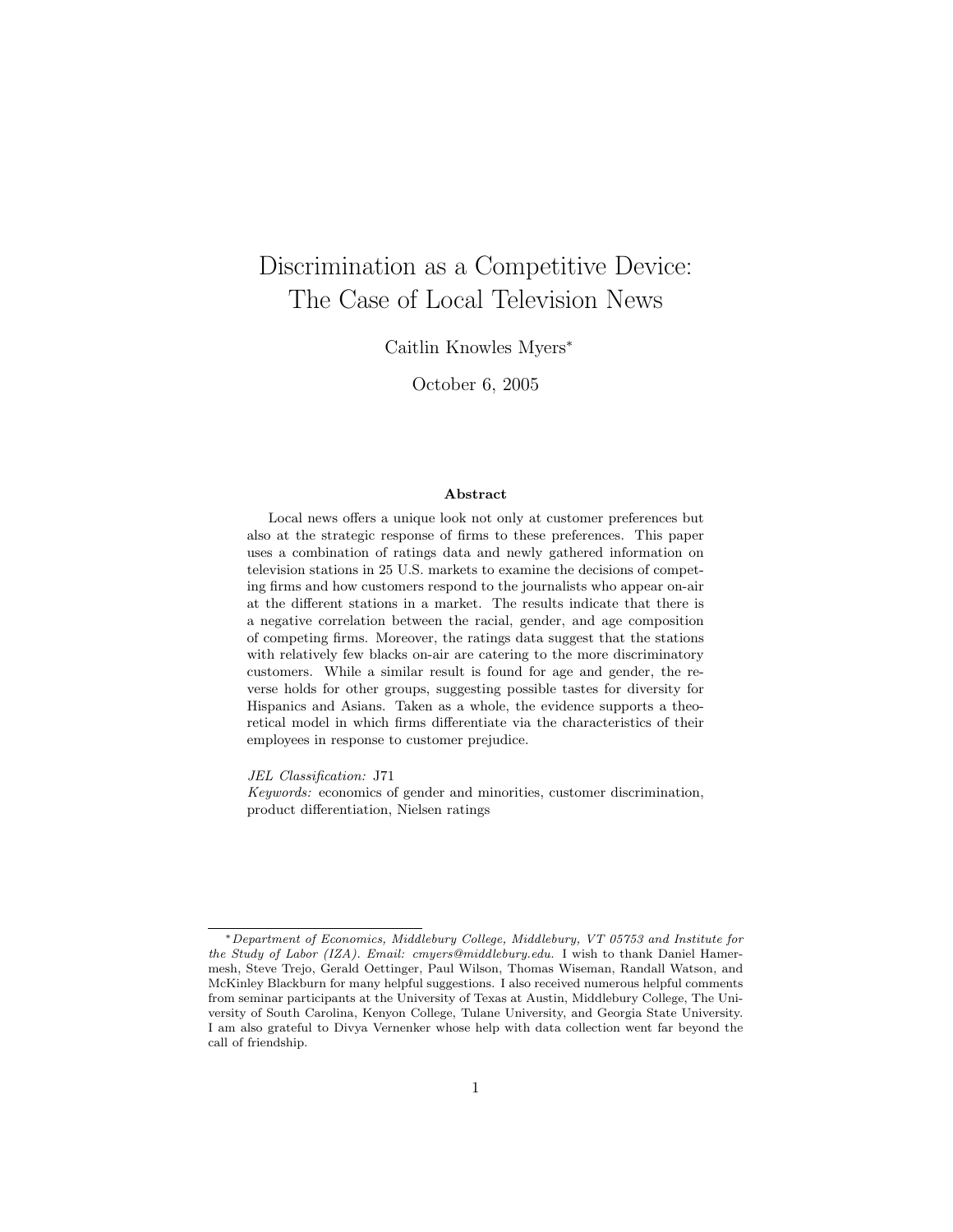# Discrimination as a Competitive Device: The Case of Local Television News

Caitlin Knowles Myers*

October 6, 2005

## Abstract

Local news offers a unique look not only at customer preferences but also at the strategic response of firms to these preferences. This paper uses a combination of ratings data and newly gathered information on television stations in 25 U.S. markets to examine the decisions of competing firms and how customers respond to the journalists who appear on-air at the different stations in a market. The results indicate that there is a negative correlation between the racial, gender, and age composition of competing firms. Moreover, the ratings data suggest that the stations with relatively few blacks on-air are catering to the more discriminatory customers. While a similar result is found for age and gender, the reverse holds for other groups, suggesting possible tastes for diversity for Hispanics and Asians. Taken as a whole, the evidence supports a theoretical model in which firms differentiate via the characteristics of their employees in response to customer prejudice.

*JEL Classification:* J71

*Keywords:* economics of gender and minorities, customer discrimination, product differentiation, Nielsen ratings

---

* *Department of Economics, Middlebury College, Middlebury, VT 05753 and Institute for the Study of Labor (IZA). Email: cmyers@middlebury.edu.* I wish to thank Daniel Hamermesh, Steve Trejo, Gerald Oettinger, Paul Wilson, Thomas Wiseman, Randall Watson, and McKinley Blackburn for many helpful suggestions. I also received numerous helpful comments from seminar participants at the University of Texas at Austin, Middlebury College, The University of South Carolina, Kenyon College, Tulane University, and Georgia State University. I am also grateful to Divya Vernenker whose help with data collection went far beyond the call of friendship.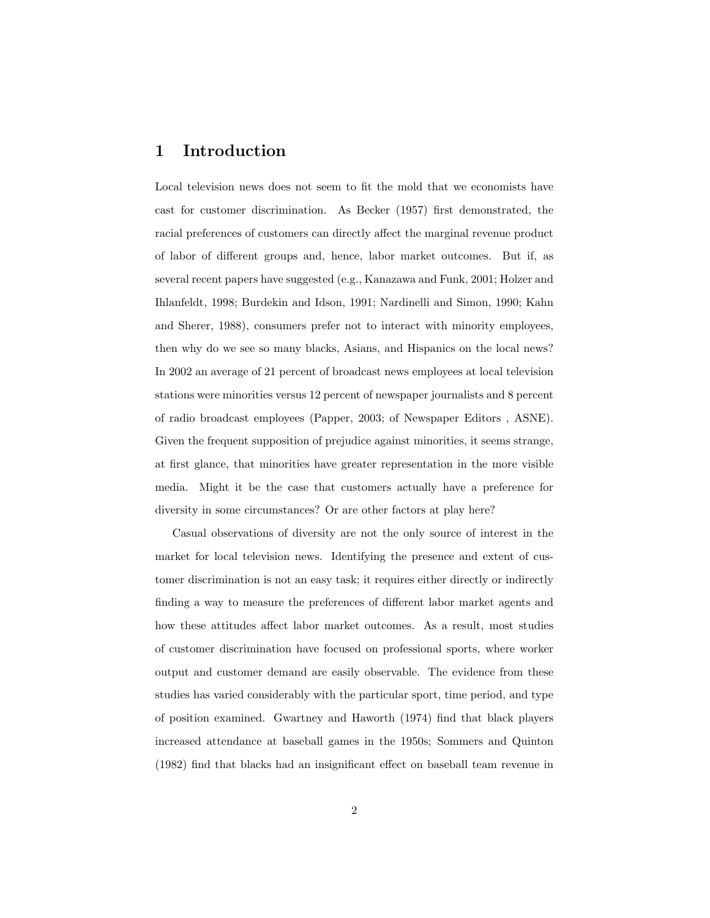# 1 Introduction

Local television news does not seem to fit the mold that we economists have cast for customer discrimination. As Becker (1957) first demonstrated, the racial preferences of customers can directly affect the marginal revenue product of labor of different groups and, hence, labor market outcomes. But if, as several recent papers have suggested (e.g., Kanazawa and Funk, 2001; Holzer and Ihlanfeldt, 1998; Burdekin and Idson, 1991; Nardinelli and Simon, 1990; Kahn and Sherer, 1988), consumers prefer not to interact with minority employees, then why do we see so many blacks, Asians, and Hispanics on the local news? In 2002 an average of 21 percent of broadcast news employees at local television stations were minorities versus 12 percent of newspaper journalists and 8 percent of radio broadcast employees (Papper, 2003; of Newspaper Editors , ASNE). Given the frequent supposition of prejudice against minorities, it seems strange, at first glance, that minorities have greater representation in the more visible media. Might it be the case that customers actually have a preference for diversity in some circumstances? Or are other factors at play here?

Casual observations of diversity are not the only source of interest in the market for local television news. Identifying the presence and extent of customer discrimination is not an easy task; it requires either directly or indirectly finding a way to measure the preferences of different labor market agents and how these attitudes affect labor market outcomes. As a result, most studies of customer discrimination have focused on professional sports, where worker output and customer demand are easily observable. The evidence from these studies has varied considerably with the particular sport, time period, and type of position examined. Gwartney and Haworth (1974) find that black players increased attendance at baseball games in the 1950s; Sommers and Quinton (1982) find that blacks had an insignificant effect on baseball team revenue in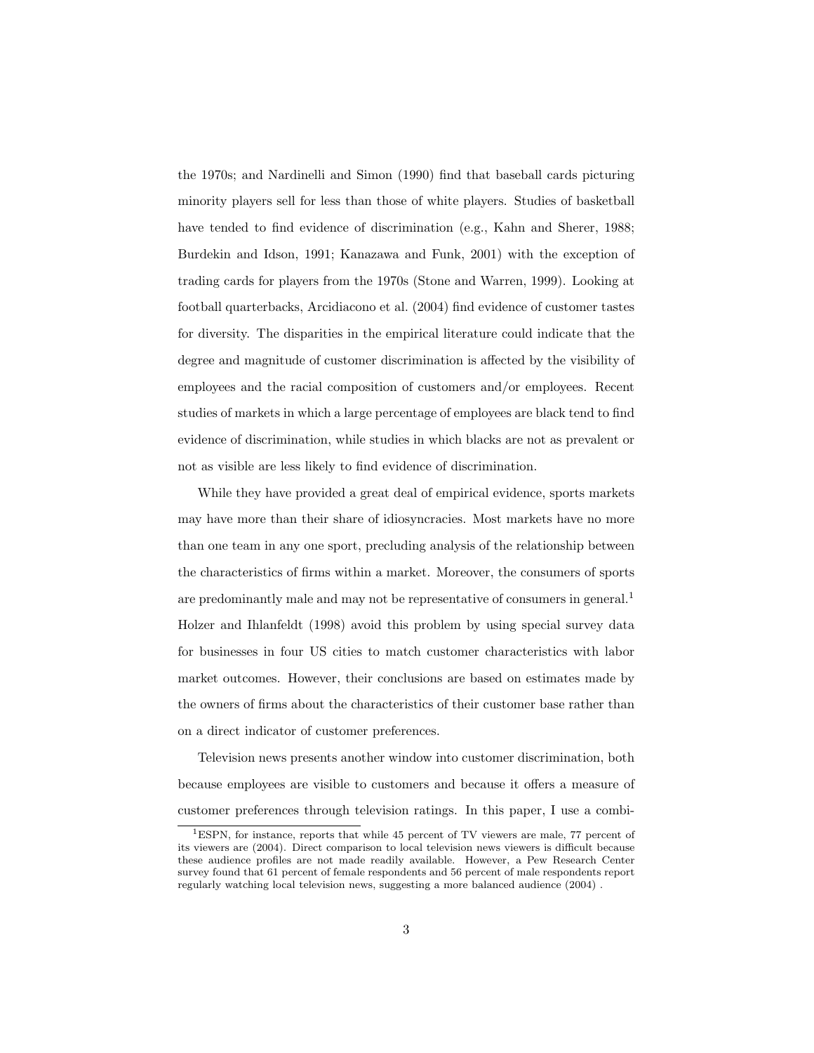the 1970s; and Nardinelli and Simon (1990) find that baseball cards picturing minority players sell for less than those of white players. Studies of basketball have tended to find evidence of discrimination (e.g., Kahn and Sherer, 1988; Burdekin and Idson, 1991; Kanazawa and Funk, 2001) with the exception of trading cards for players from the 1970s (Stone and Warren, 1999). Looking at football quarterbacks, Arcidiacono et al. (2004) find evidence of customer tastes for diversity. The disparities in the empirical literature could indicate that the degree and magnitude of customer discrimination is affected by the visibility of employees and the racial composition of customers and/or employees. Recent studies of markets in which a large percentage of employees are black tend to find evidence of discrimination, while studies in which blacks are not as prevalent or not as visible are less likely to find evidence of discrimination.

While they have provided a great deal of empirical evidence, sports markets may have more than their share of idiosyncracies. Most markets have no more than one team in any one sport, precluding analysis of the relationship between the characteristics of firms within a market. Moreover, the consumers of sports are predominantly male and may not be representative of consumers in general.[1] Holzer and Ihlanfeldt (1998) avoid this problem by using special survey data for businesses in four US cities to match customer characteristics with labor market outcomes. However, their conclusions are based on estimates made by the owners of firms about the characteristics of their customer base rather than on a direct indicator of customer preferences.

Television news presents another window into customer discrimination, both because employees are visible to customers and because it offers a measure of customer preferences through television ratings. In this paper, I use a combi-

[1] ESPN, for instance, reports that while 45 percent of TV viewers are male, 77 percent of its viewers are (2004). Direct comparison to local television news viewers is difficult because these audience profiles are not made readily available. However, a Pew Research Center survey found that 61 percent of female respondents and 56 percent of male respondents report regularly watching local television news, suggesting a more balanced audience (2004) .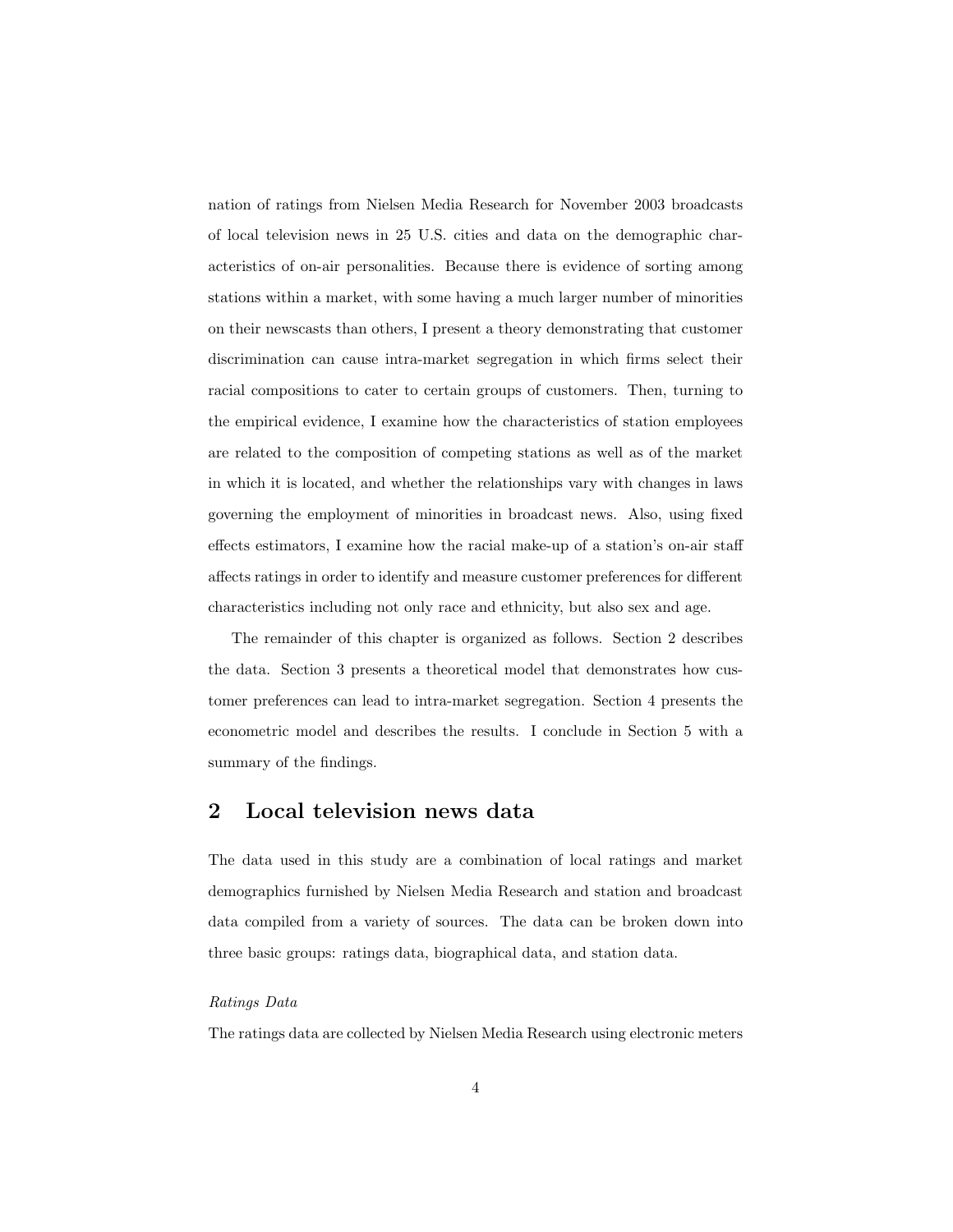nation of ratings from Nielsen Media Research for November 2003 broadcasts of local television news in 25 U.S. cities and data on the demographic characteristics of on-air personalities. Because there is evidence of sorting among stations within a market, with some having a much larger number of minorities on their newscasts than others, I present a theory demonstrating that customer discrimination can cause intra-market segregation in which firms select their racial compositions to cater to certain groups of customers. Then, turning to the empirical evidence, I examine how the characteristics of station employees are related to the composition of competing stations as well as of the market in which it is located, and whether the relationships vary with changes in laws governing the employment of minorities in broadcast news. Also, using fixed effects estimators, I examine how the racial make-up of a station's on-air staff affects ratings in order to identify and measure customer preferences for different characteristics including not only race and ethnicity, but also sex and age.

The remainder of this chapter is organized as follows. Section 2 describes the data. Section 3 presents a theoretical model that demonstrates how customer preferences can lead to intra-market segregation. Section 4 presents the econometric model and describes the results. I conclude in Section 5 with a summary of the findings.

## 2 Local television news data

The data used in this study are a combination of local ratings and market demographics furnished by Nielsen Media Research and station and broadcast data compiled from a variety of sources. The data can be broken down into three basic groups: ratings data, biographical data, and station data.

*Ratings Data*

The ratings data are collected by Nielsen Media Research using electronic meters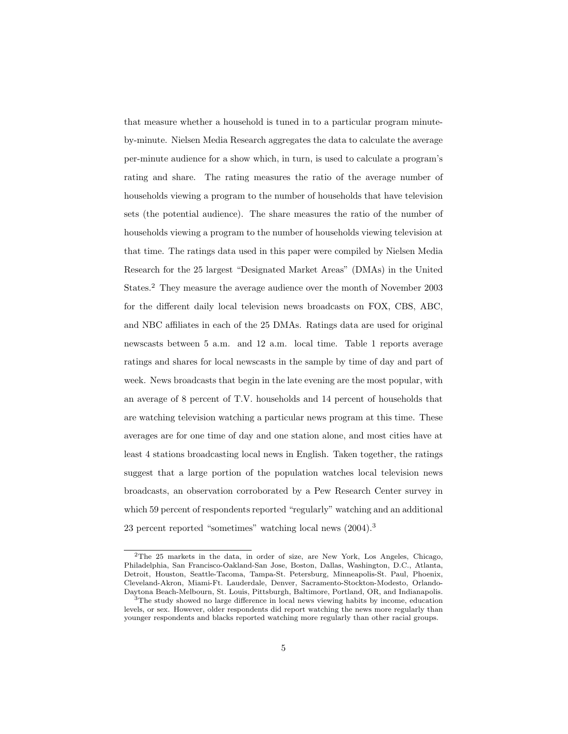that measure whether a household is tuned in to a particular program minute-by-minute. Nielsen Media Research aggregates the data to calculate the average per-minute audience for a show which, in turn, is used to calculate a program's rating and share. The rating measures the ratio of the average number of households viewing a program to the number of households that have television sets (the potential audience). The share measures the ratio of the number of households viewing a program to the number of households viewing television at that time. The ratings data used in this paper were compiled by Nielsen Media Research for the 25 largest "Designated Market Areas" (DMAs) in the United States.[2] They measure the average audience over the month of November 2003 for the different daily local television news broadcasts on FOX, CBS, ABC, and NBC affiliates in each of the 25 DMAs. Ratings data are used for original newscasts between 5 a.m. and 12 a.m. local time. Table 1 reports average ratings and shares for local newscasts in the sample by time of day and part of week. News broadcasts that begin in the late evening are the most popular, with an average of 8 percent of T.V. households and 14 percent of households that are watching television watching a particular news program at this time. These averages are for one time of day and one station alone, and most cities have at least 4 stations broadcasting local news in English. Taken together, the ratings suggest that a large portion of the population watches local television news broadcasts, an observation corroborated by a Pew Research Center survey in which 59 percent of respondents reported "regularly" watching and an additional 23 percent reported "sometimes" watching local news (2004).[3]

[2]The 25 markets in the data, in order of size, are New York, Los Angeles, Chicago, Philadelphia, San Francisco-Oakland-San Jose, Boston, Dallas, Washington, D.C., Atlanta, Detroit, Houston, Seattle-Tacoma, Tampa-St. Petersburg, Minneapolis-St. Paul, Phoenix, Cleveland-Akron, Miami-Ft. Lauderdale, Denver, Sacramento-Stockton-Modesto, Orlando-Daytona Beach-Melbourn, St. Louis, Pittsburgh, Baltimore, Portland, OR, and Indianapolis.

[3]The study showed no large difference in local news viewing habits by income, education levels, or sex. However, older respondents did report watching the news more regularly than younger respondents and blacks reported watching more regularly than other racial groups.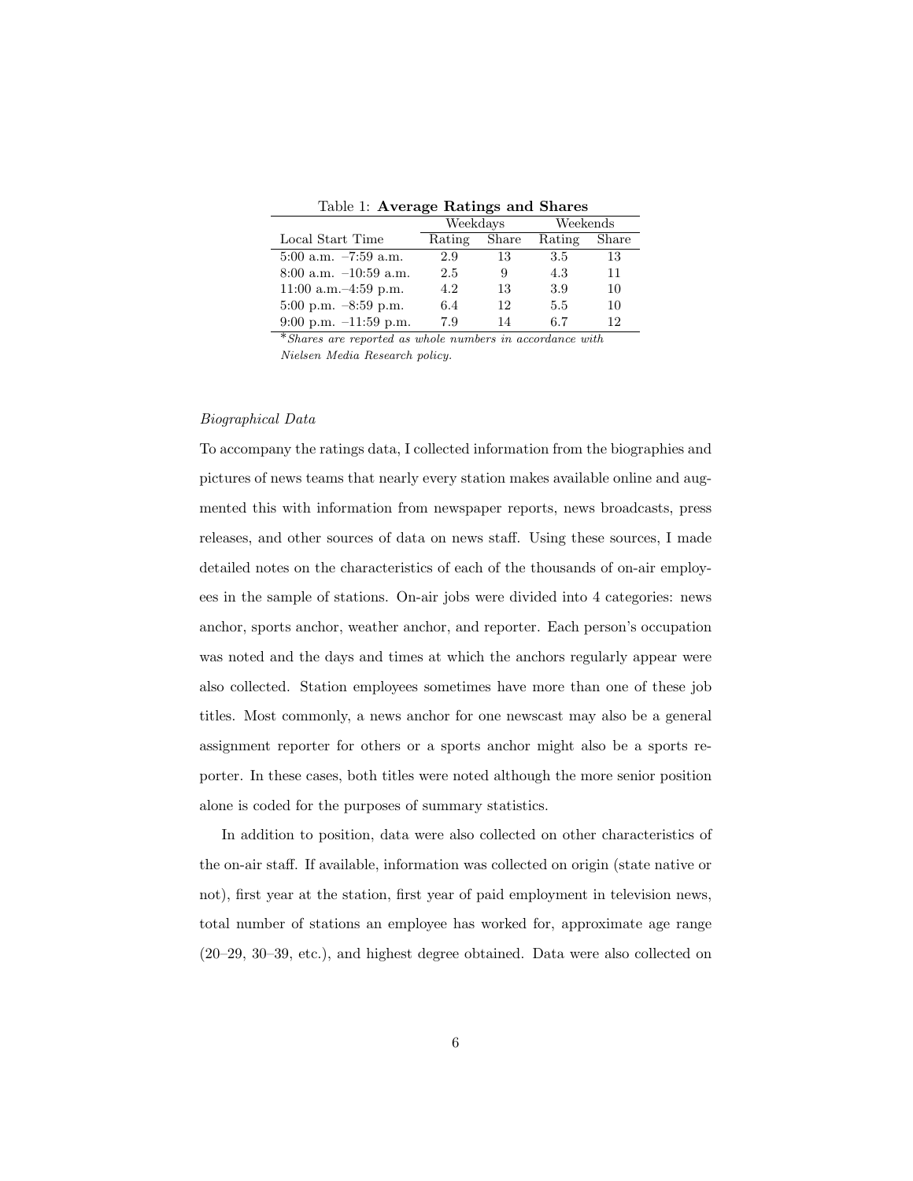Table 1: **Average Ratings and Shares**

| | Weekdays | | Weekends | |
|---|---|---|---|---|
| Local Start Time | Rating | Share | Rating | Share |
| 5:00 a.m. –7:59 a.m. | 2.9 | 13 | 3.5 | 13 |
| 8:00 a.m. –10:59 a.m. | 2.5 | 9 | 4.3 | 11 |
| 11:00 a.m.–4:59 p.m. | 4.2 | 13 | 3.9 | 10 |
| 5:00 p.m. –8:59 p.m. | 6.4 | 12 | 5.5 | 10 |
| 9:00 p.m. –11:59 p.m. | 7.9 | 14 | 6.7 | 12 |

*\*Shares are reported as whole numbers in accordance with Nielsen Media Research policy.*

*Biographical Data*

To accompany the ratings data, I collected information from the biographies and pictures of news teams that nearly every station makes available online and augmented this with information from newspaper reports, news broadcasts, press releases, and other sources of data on news staff. Using these sources, I made detailed notes on the characteristics of each of the thousands of on-air employees in the sample of stations. On-air jobs were divided into 4 categories: news anchor, sports anchor, weather anchor, and reporter. Each person's occupation was noted and the days and times at which the anchors regularly appear were also collected. Station employees sometimes have more than one of these job titles. Most commonly, a news anchor for one newscast may also be a general assignment reporter for others or a sports anchor might also be a sports reporter. In these cases, both titles were noted although the more senior position alone is coded for the purposes of summary statistics.

In addition to position, data were also collected on other characteristics of the on-air staff. If available, information was collected on origin (state native or not), first year at the station, first year of paid employment in television news, total number of stations an employee has worked for, approximate age range (20–29, 30–39, etc.), and highest degree obtained. Data were also collected on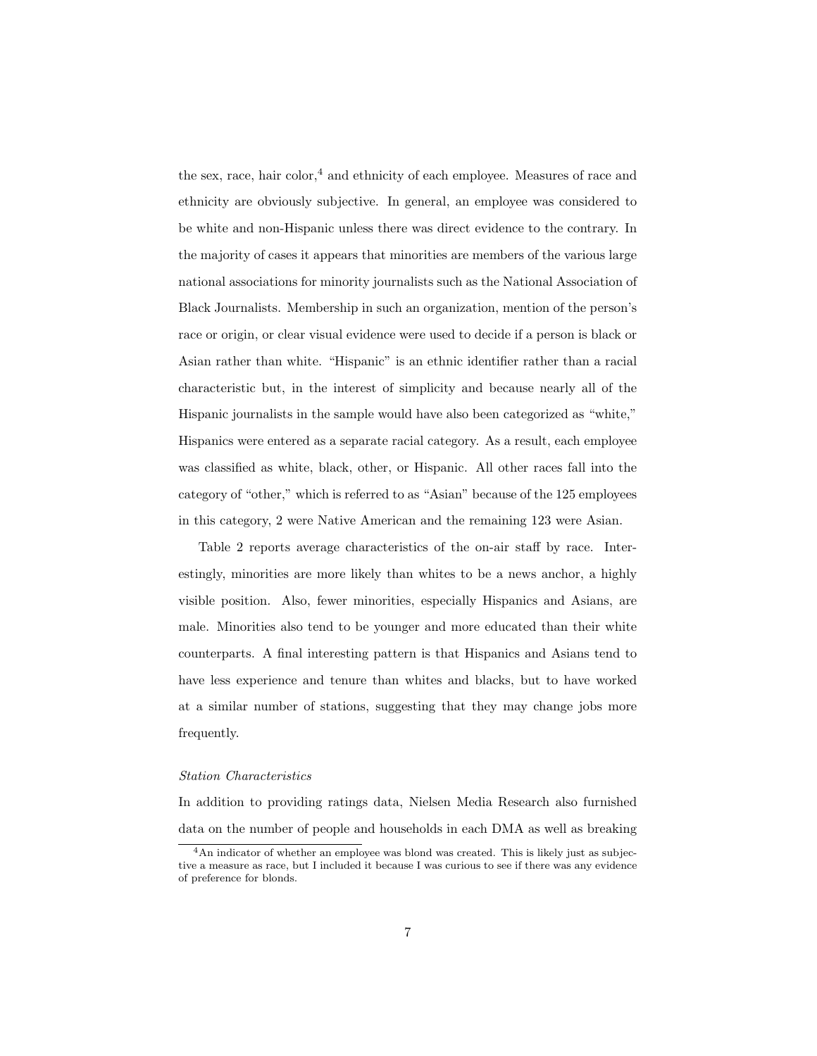the sex, race, hair color,[4] and ethnicity of each employee. Measures of race and ethnicity are obviously subjective. In general, an employee was considered to be white and non-Hispanic unless there was direct evidence to the contrary. In the majority of cases it appears that minorities are members of the various large national associations for minority journalists such as the National Association of Black Journalists. Membership in such an organization, mention of the person's race or origin, or clear visual evidence were used to decide if a person is black or Asian rather than white. "Hispanic" is an ethnic identifier rather than a racial characteristic but, in the interest of simplicity and because nearly all of the Hispanic journalists in the sample would have also been categorized as "white," Hispanics were entered as a separate racial category. As a result, each employee was classified as white, black, other, or Hispanic. All other races fall into the category of "other," which is referred to as "Asian" because of the 125 employees in this category, 2 were Native American and the remaining 123 were Asian.

Table 2 reports average characteristics of the on-air staff by race. Interestingly, minorities are more likely than whites to be a news anchor, a highly visible position. Also, fewer minorities, especially Hispanics and Asians, are male. Minorities also tend to be younger and more educated than their white counterparts. A final interesting pattern is that Hispanics and Asians tend to have less experience and tenure than whites and blacks, but to have worked at a similar number of stations, suggesting that they may change jobs more frequently.

*Station Characteristics*

In addition to providing ratings data, Nielsen Media Research also furnished data on the number of people and households in each DMA as well as breaking

[4] An indicator of whether an employee was blond was created. This is likely just as subjective a measure as race, but I included it because I was curious to see if there was any evidence of preference for blonds.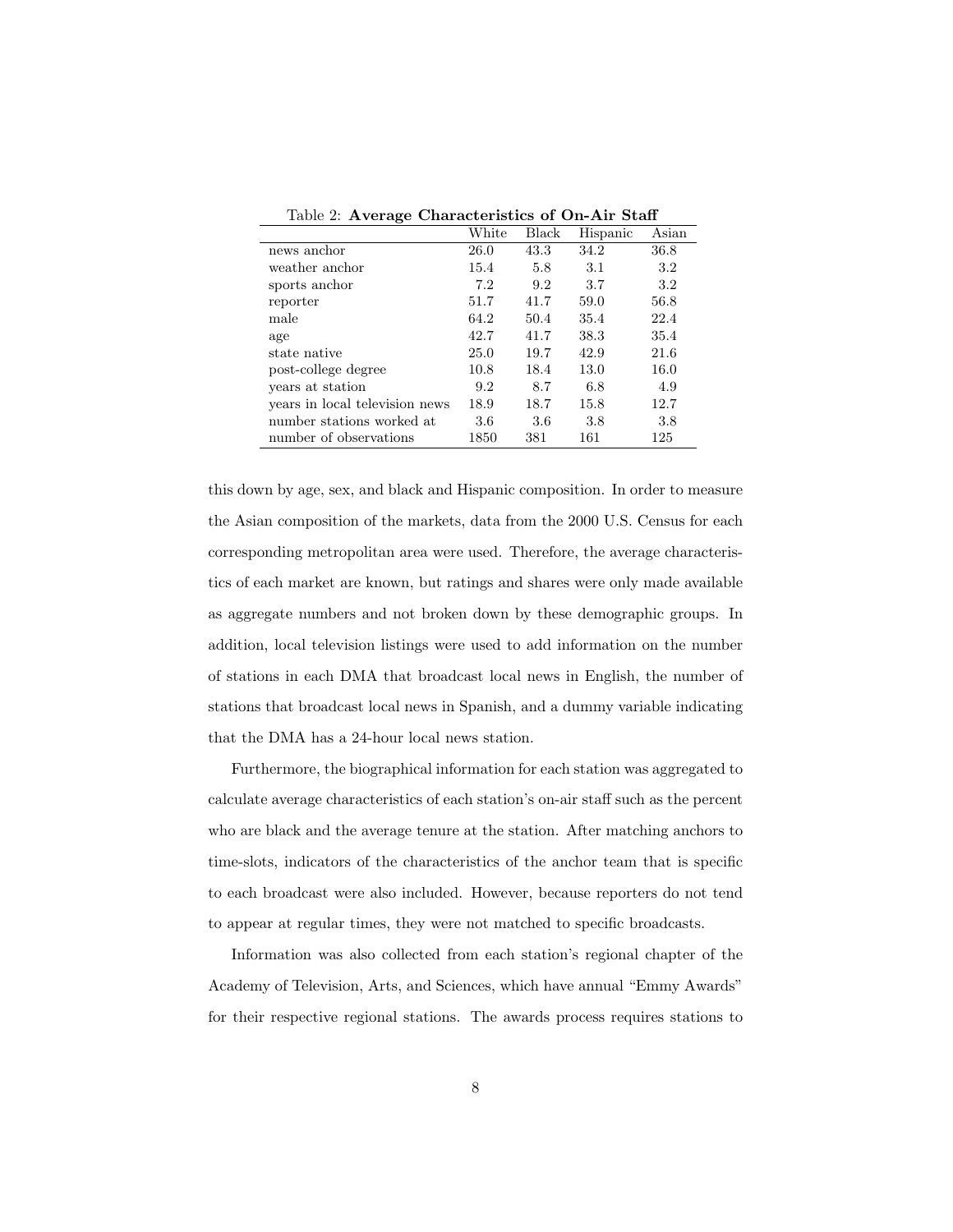Table 2: **Average Characteristics of On-Air Staff**

| | White | Black | Hispanic | Asian |
|---|---|---|---|---|
| news anchor | 26.0 | 43.3 | 34.2 | 36.8 |
| weather anchor | 15.4 | 5.8 | 3.1 | 3.2 |
| sports anchor | 7.2 | 9.2 | 3.7 | 3.2 |
| reporter | 51.7 | 41.7 | 59.0 | 56.8 |
| male | 64.2 | 50.4 | 35.4 | 22.4 |
| age | 42.7 | 41.7 | 38.3 | 35.4 |
| state native | 25.0 | 19.7 | 42.9 | 21.6 |
| post-college degree | 10.8 | 18.4 | 13.0 | 16.0 |
| years at station | 9.2 | 8.7 | 6.8 | 4.9 |
| years in local television news | 18.9 | 18.7 | 15.8 | 12.7 |
| number stations worked at | 3.6 | 3.6 | 3.8 | 3.8 |
| number of observations | 1850 | 381 | 161 | 125 |

this down by age, sex, and black and Hispanic composition. In order to measure the Asian composition of the markets, data from the 2000 U.S. Census for each corresponding metropolitan area were used. Therefore, the average characteristics of each market are known, but ratings and shares were only made available as aggregate numbers and not broken down by these demographic groups. In addition, local television listings were used to add information on the number of stations in each DMA that broadcast local news in English, the number of stations that broadcast local news in Spanish, and a dummy variable indicating that the DMA has a 24-hour local news station.

Furthermore, the biographical information for each station was aggregated to calculate average characteristics of each station's on-air staff such as the percent who are black and the average tenure at the station. After matching anchors to time-slots, indicators of the characteristics of the anchor team that is specific to each broadcast were also included. However, because reporters do not tend to appear at regular times, they were not matched to specific broadcasts.

Information was also collected from each station's regional chapter of the Academy of Television, Arts, and Sciences, which have annual "Emmy Awards" for their respective regional stations. The awards process requires stations to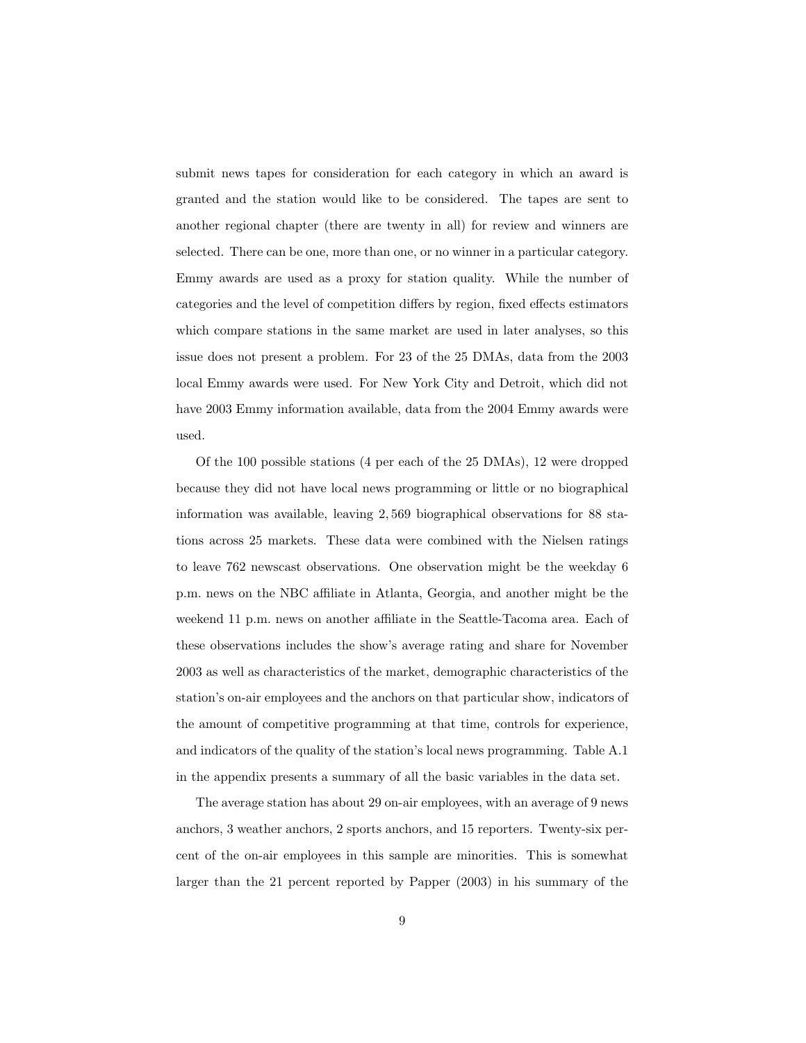submit news tapes for consideration for each category in which an award is granted and the station would like to be considered. The tapes are sent to another regional chapter (there are twenty in all) for review and winners are selected. There can be one, more than one, or no winner in a particular category. Emmy awards are used as a proxy for station quality. While the number of categories and the level of competition differs by region, fixed effects estimators which compare stations in the same market are used in later analyses, so this issue does not present a problem. For 23 of the 25 DMAs, data from the 2003 local Emmy awards were used. For New York City and Detroit, which did not have 2003 Emmy information available, data from the 2004 Emmy awards were used.

Of the 100 possible stations (4 per each of the 25 DMAs), 12 were dropped because they did not have local news programming or little or no biographical information was available, leaving 2,569 biographical observations for 88 stations across 25 markets. These data were combined with the Nielsen ratings to leave 762 newscast observations. One observation might be the weekday 6 p.m. news on the NBC affiliate in Atlanta, Georgia, and another might be the weekend 11 p.m. news on another affiliate in the Seattle-Tacoma area. Each of these observations includes the show's average rating and share for November 2003 as well as characteristics of the market, demographic characteristics of the station's on-air employees and the anchors on that particular show, indicators of the amount of competitive programming at that time, controls for experience, and indicators of the quality of the station's local news programming. Table A.1 in the appendix presents a summary of all the basic variables in the data set.

The average station has about 29 on-air employees, with an average of 9 news anchors, 3 weather anchors, 2 sports anchors, and 15 reporters. Twenty-six percent of the on-air employees in this sample are minorities. This is somewhat larger than the 21 percent reported by Papper (2003) in his summary of the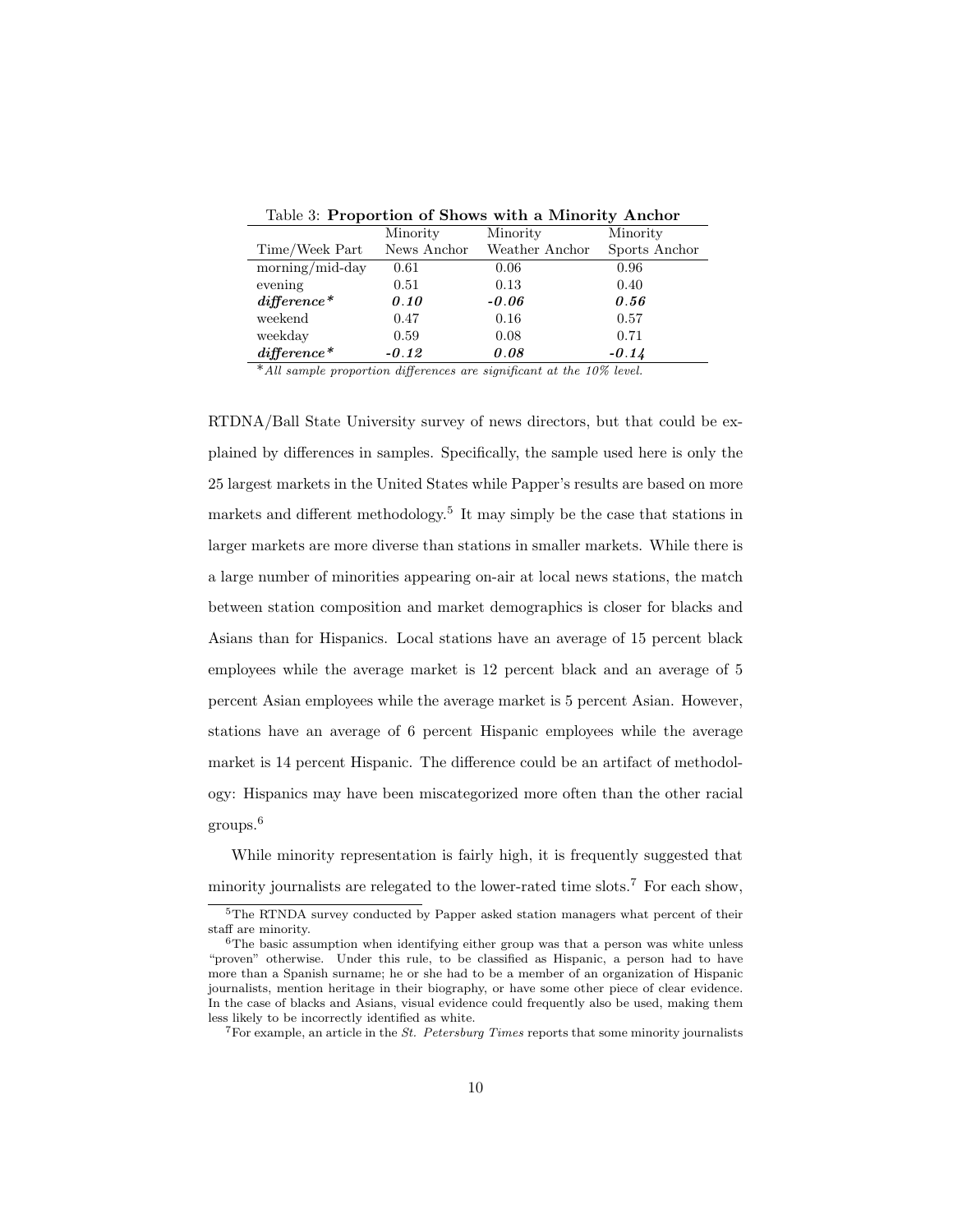Table 3: **Proportion of Shows with a Minority Anchor**

| Time/Week Part | Minority News Anchor | Minority Weather Anchor | Minority Sports Anchor |
|---|---|---|---|
| morning/mid-day | 0.61 | 0.06 | 0.96 |
| evening | 0.51 | 0.13 | 0.40 |
| ***difference**** | ***0.10*** | ***-0.06*** | ***0.56*** |
| weekend | 0.47 | 0.16 | 0.57 |
| weekday | 0.59 | 0.08 | 0.71 |
| ***difference**** | ***-0.12*** | ***0.08*** | ***-0.14*** |

**All sample proportion differences are significant at the 10% level.*

RTDNA/Ball State University survey of news directors, but that could be explained by differences in samples. Specifically, the sample used here is only the 25 largest markets in the United States while Papper's results are based on more markets and different methodology.[5] It may simply be the case that stations in larger markets are more diverse than stations in smaller markets. While there is a large number of minorities appearing on-air at local news stations, the match between station composition and market demographics is closer for blacks and Asians than for Hispanics. Local stations have an average of 15 percent black employees while the average market is 12 percent black and an average of 5 percent Asian employees while the average market is 5 percent Asian. However, stations have an average of 6 percent Hispanic employees while the average market is 14 percent Hispanic. The difference could be an artifact of methodology: Hispanics may have been miscategorized more often than the other racial groups.[6]

While minority representation is fairly high, it is frequently suggested that minority journalists are relegated to the lower-rated time slots.[7] For each show,

[5] The RTNDA survey conducted by Papper asked station managers what percent of their staff are minority.

[6] The basic assumption when identifying either group was that a person was white unless "proven" otherwise. Under this rule, to be classified as Hispanic, a person had to have more than a Spanish surname; he or she had to be a member of an organization of Hispanic journalists, mention heritage in their biography, or have some other piece of clear evidence. In the case of blacks and Asians, visual evidence could frequently also be used, making them less likely to be incorrectly identified as white.

[7] For example, an article in the *St. Petersburg Times* reports that some minority journalists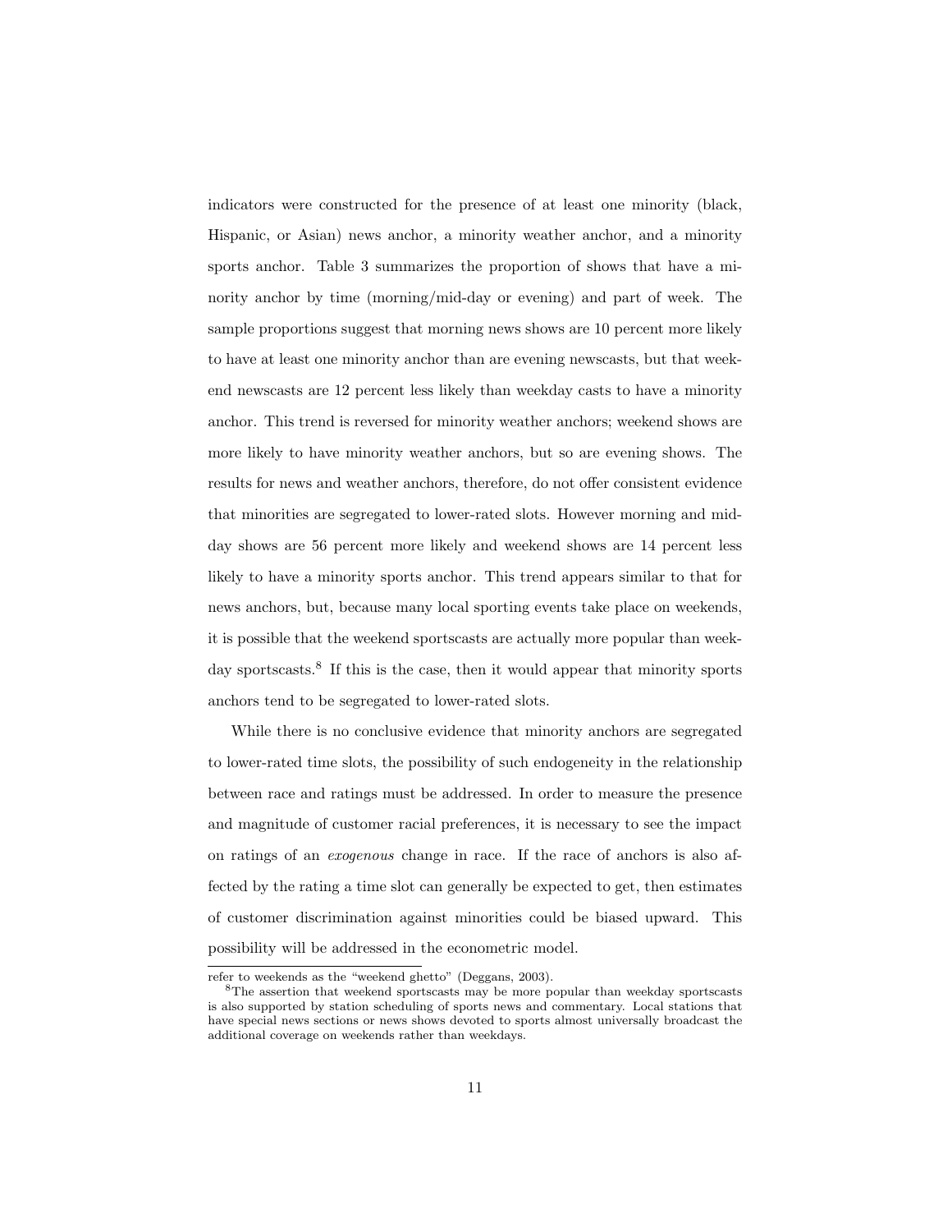indicators were constructed for the presence of at least one minority (black, Hispanic, or Asian) news anchor, a minority weather anchor, and a minority sports anchor. Table 3 summarizes the proportion of shows that have a minority anchor by time (morning/mid-day or evening) and part of week. The sample proportions suggest that morning news shows are 10 percent more likely to have at least one minority anchor than are evening newscasts, but that weekend newscasts are 12 percent less likely than weekday casts to have a minority anchor. This trend is reversed for minority weather anchors; weekend shows are more likely to have minority weather anchors, but so are evening shows. The results for news and weather anchors, therefore, do not offer consistent evidence that minorities are segregated to lower-rated slots. However morning and mid-day shows are 56 percent more likely and weekend shows are 14 percent less likely to have a minority sports anchor. This trend appears similar to that for news anchors, but, because many local sporting events take place on weekends, it is possible that the weekend sportscasts are actually more popular than weekday sportscasts.[8] If this is the case, then it would appear that minority sports anchors tend to be segregated to lower-rated slots.

While there is no conclusive evidence that minority anchors are segregated to lower-rated time slots, the possibility of such endogeneity in the relationship between race and ratings must be addressed. In order to measure the presence and magnitude of customer racial preferences, it is necessary to see the impact on ratings of an *exogenous* change in race. If the race of anchors is also affected by the rating a time slot can generally be expected to get, then estimates of customer discrimination against minorities could be biased upward. This possibility will be addressed in the econometric model.

refer to weekends as the "weekend ghetto" (Deggans, 2003).

[8]The assertion that weekend sportscasts may be more popular than weekday sportscasts is also supported by station scheduling of sports news and commentary. Local stations that have special news sections or news shows devoted to sports almost universally broadcast the additional coverage on weekends rather than weekdays.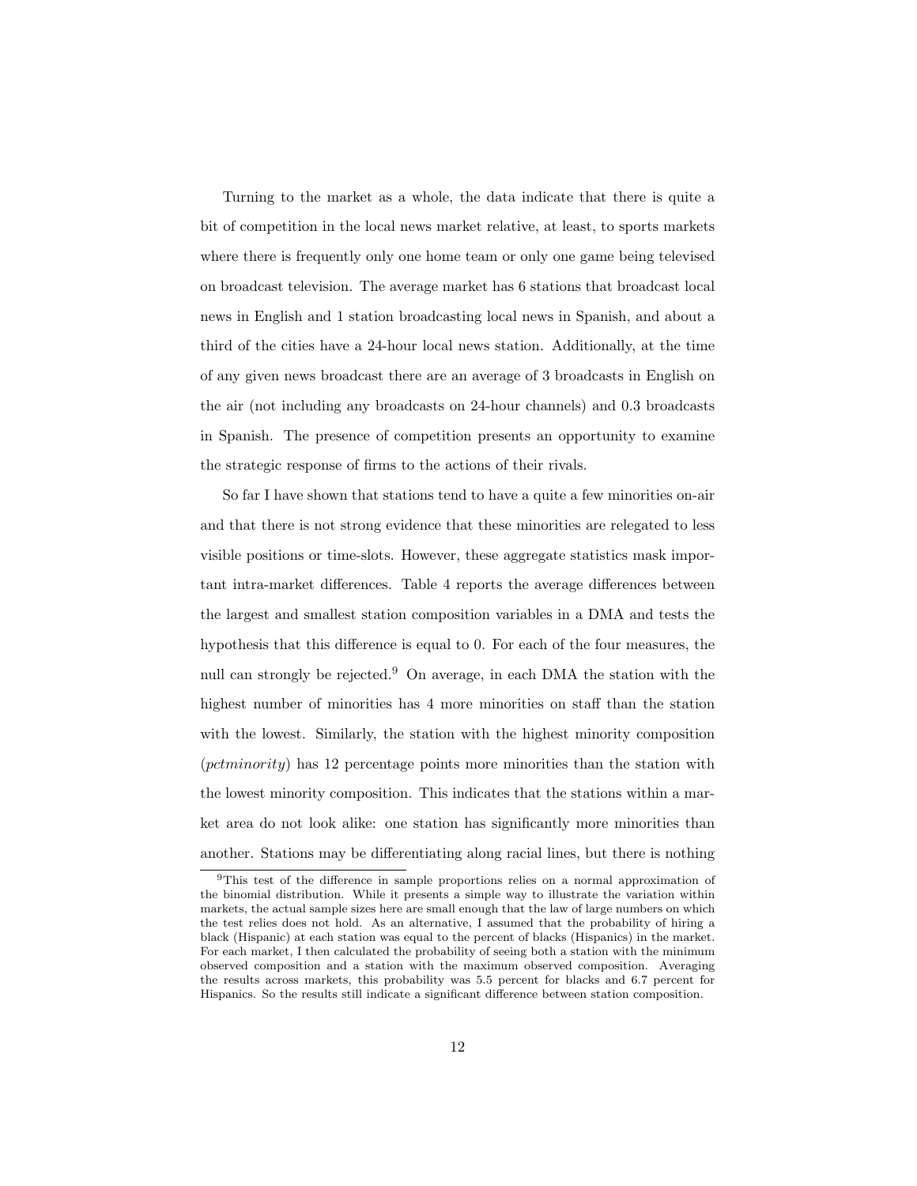Turning to the market as a whole, the data indicate that there is quite a bit of competition in the local news market relative, at least, to sports markets where there is frequently only one home team or only one game being televised on broadcast television. The average market has 6 stations that broadcast local news in English and 1 station broadcasting local news in Spanish, and about a third of the cities have a 24-hour local news station. Additionally, at the time of any given news broadcast there are an average of 3 broadcasts in English on the air (not including any broadcasts on 24-hour channels) and 0.3 broadcasts in Spanish. The presence of competition presents an opportunity to examine the strategic response of firms to the actions of their rivals.

So far I have shown that stations tend to have a quite a few minorities on-air and that there is not strong evidence that these minorities are relegated to less visible positions or time-slots. However, these aggregate statistics mask important intra-market differences. Table 4 reports the average differences between the largest and smallest station composition variables in a DMA and tests the hypothesis that this difference is equal to 0. For each of the four measures, the null can strongly be rejected.[9] On average, in each DMA the station with the highest number of minorities has 4 more minorities on staff than the station with the lowest. Similarly, the station with the highest minority composition (*pctminority*) has 12 percentage points more minorities than the station with the lowest minority composition. This indicates that the stations within a market area do not look alike: one station has significantly more minorities than another. Stations may be differentiating along racial lines, but there is nothing

[9] This test of the difference in sample proportions relies on a normal approximation of the binomial distribution. While it presents a simple way to illustrate the variation within markets, the actual sample sizes here are small enough that the law of large numbers on which the test relies does not hold. As an alternative, I assumed that the probability of hiring a black (Hispanic) at each station was equal to the percent of blacks (Hispanics) in the market. For each market, I then calculated the probability of seeing both a station with the minimum observed composition and a station with the maximum observed composition. Averaging the results across markets, this probability was 5.5 percent for blacks and 6.7 percent for Hispanics. So the results still indicate a significant difference between station composition.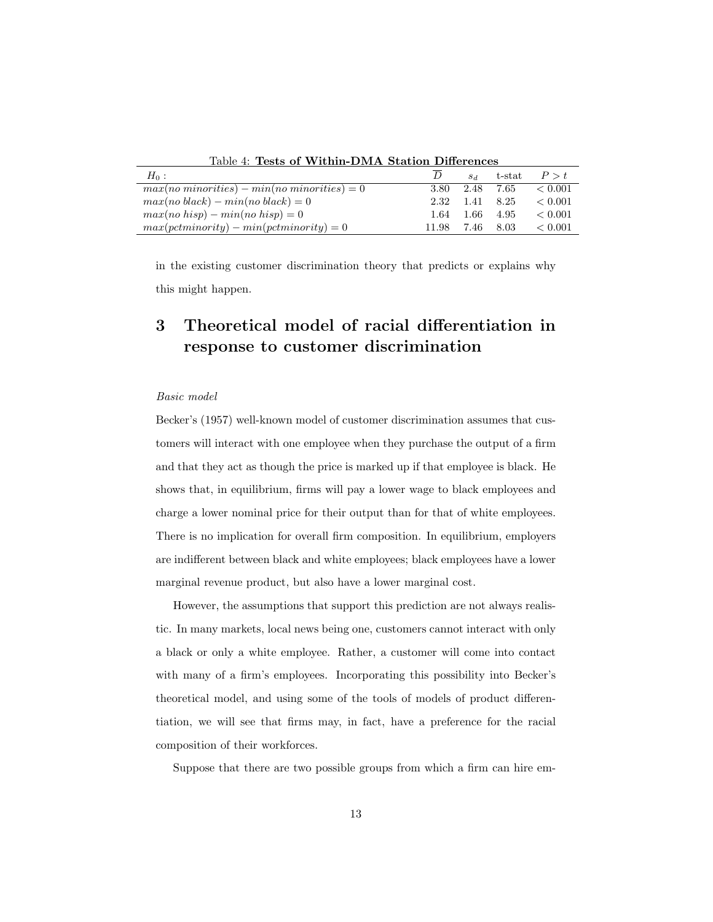Table 4: **Tests of Within-DMA Station Differences**

| $H_0:$ | $\overline{D}$ | $s_d$ | t-stat | $P > t$ |
|---|---|---|---|---|
| $max(no\ minorities) - min(no\ minorities) = 0$ | 3.80 | 2.48 | 7.65 | $< 0.001$ |
| $max(no\ black) - min(no\ black) = 0$ | 2.32 | 1.41 | 8.25 | $< 0.001$ |
| $max(no\ hisp) - min(no\ hisp) = 0$ | 1.64 | 1.66 | 4.95 | $< 0.001$ |
| $max(pctminority) - min(pctminority) = 0$ | 11.98 | 7.46 | 8.03 | $< 0.001$ |

in the existing customer discrimination theory that predicts or explains why this might happen.

# 3 Theoretical model of racial differentiation in response to customer discrimination

*Basic model*

Becker's (1957) well-known model of customer discrimination assumes that customers will interact with one employee when they purchase the output of a firm and that they act as though the price is marked up if that employee is black. He shows that, in equilibrium, firms will pay a lower wage to black employees and charge a lower nominal price for their output than for that of white employees. There is no implication for overall firm composition. In equilibrium, employers are indifferent between black and white employees; black employees have a lower marginal revenue product, but also have a lower marginal cost.

However, the assumptions that support this prediction are not always realistic. In many markets, local news being one, customers cannot interact with only a black or only a white employee. Rather, a customer will come into contact with many of a firm's employees. Incorporating this possibility into Becker's theoretical model, and using some of the tools of models of product differentiation, we will see that firms may, in fact, have a preference for the racial composition of their workforces.

Suppose that there are two possible groups from which a firm can hire em-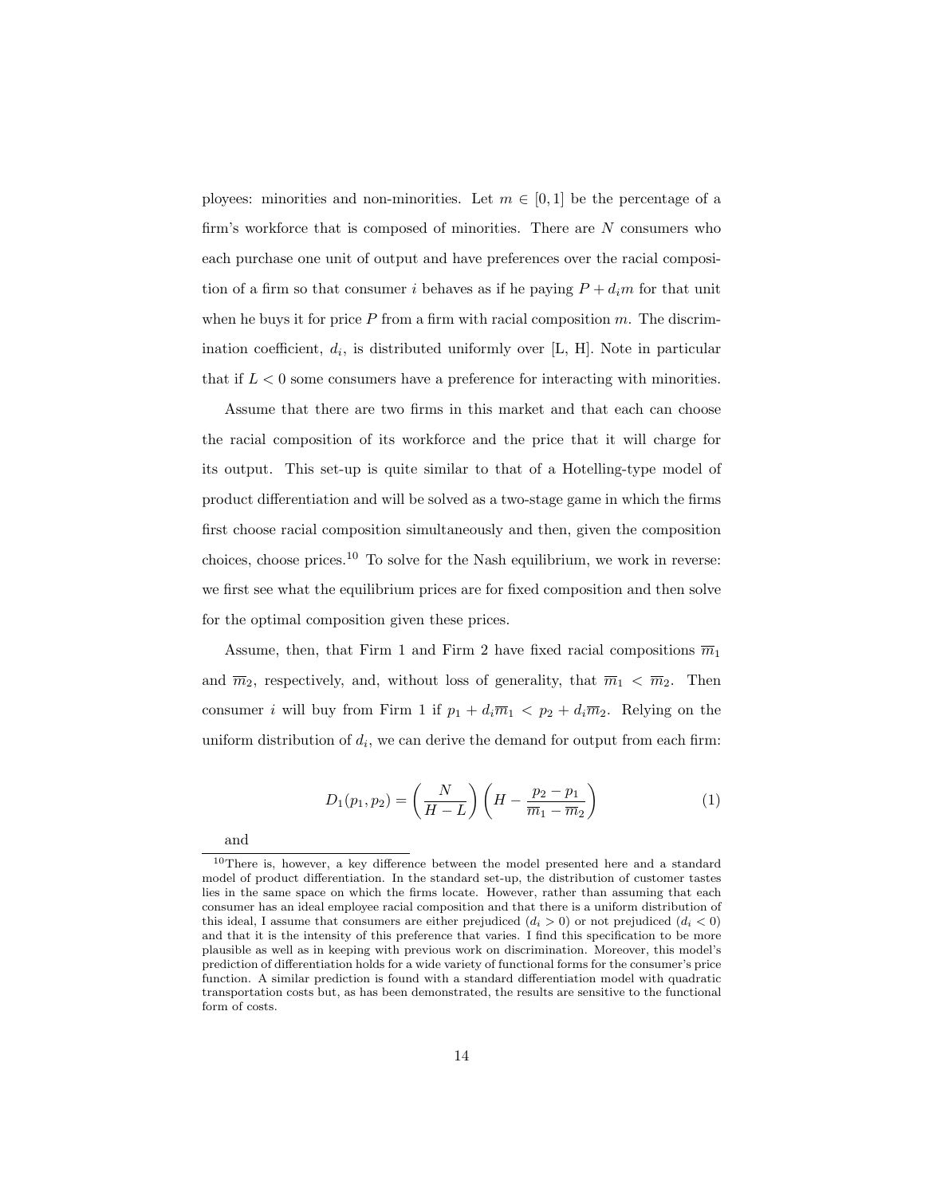ployees: minorities and non-minorities. Let $m \in [0, 1]$ be the percentage of a firm's workforce that is composed of minorities. There are $N$ consumers who each purchase one unit of output and have preferences over the racial composition of a firm so that consumer $i$ behaves as if he paying $P + d_i m$ for that unit when he buys it for price $P$ from a firm with racial composition $m$. The discrimination coefficient, $d_i$, is distributed uniformly over [L, H]. Note in particular that if $L < 0$ some consumers have a preference for interacting with minorities.

Assume that there are two firms in this market and that each can choose the racial composition of its workforce and the price that it will charge for its output. This set-up is quite similar to that of a Hotelling-type model of product differentiation and will be solved as a two-stage game in which the firms first choose racial composition simultaneously and then, given the composition choices, choose prices.[10] To solve for the Nash equilibrium, we work in reverse: we first see what the equilibrium prices are for fixed composition and then solve for the optimal composition given these prices.

Assume, then, that Firm 1 and Firm 2 have fixed racial compositions $\overline{m}_1$ and $\overline{m}_2$, respectively, and, without loss of generality, that $\overline{m}_1 < \overline{m}_2$. Then consumer $i$ will buy from Firm 1 if $p_1 + d_i\overline{m}_1 < p_2 + d_i\overline{m}_2$. Relying on the uniform distribution of $d_i$, we can derive the demand for output from each firm:

$$D_1(p_1, p_2) = \left(\frac{N}{H - L}\right)\left(H - \frac{p_2 - p_1}{\overline{m}_1 - \overline{m}_2}\right) \tag{1}$$

and

[10] There is, however, a key difference between the model presented here and a standard model of product differentiation. In the standard set-up, the distribution of customer tastes lies in the same space on which the firms locate. However, rather than assuming that each consumer has an ideal employee racial composition and that there is a uniform distribution of this ideal, I assume that consumers are either prejudiced ($d_i > 0$) or not prejudiced ($d_i < 0$) and that it is the intensity of this preference that varies. I find this specification to be more plausible as well as in keeping with previous work on discrimination. Moreover, this model's prediction of differentiation holds for a wide variety of functional forms for the consumer's price function. A similar prediction is found with a standard differentiation model with quadratic transportation costs but, as has been demonstrated, the results are sensitive to the functional form of costs.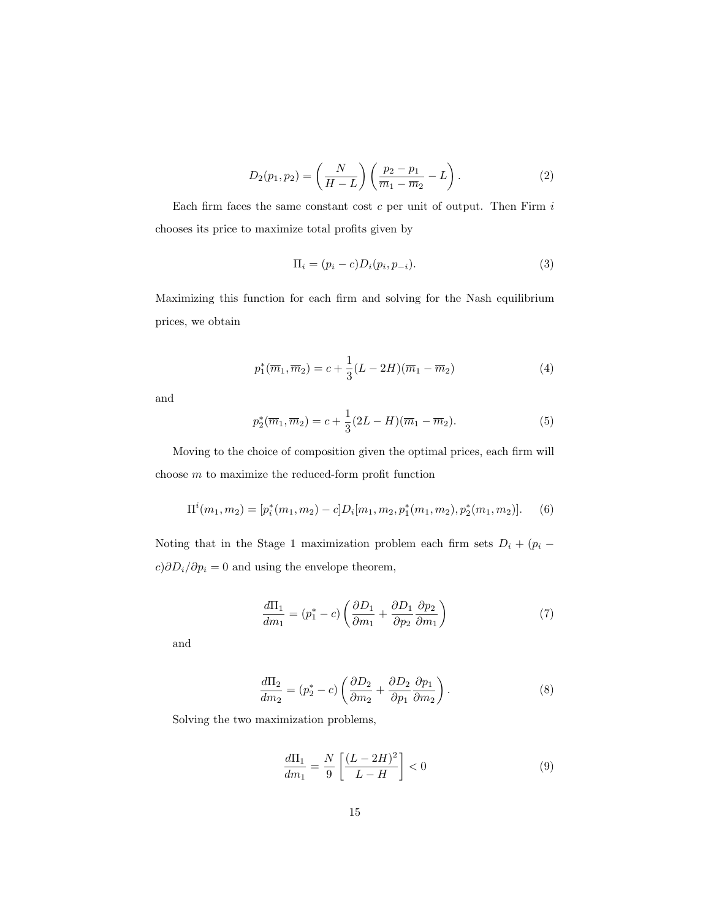$$D_2(p_1, p_2) = \left(\frac{N}{H-L}\right)\left(\frac{p_2 - p_1}{\overline{m}_1 - \overline{m}_2} - L\right). \tag{2}$$

Each firm faces the same constant cost $c$ per unit of output. Then Firm $i$ chooses its price to maximize total profits given by

$$\Pi_i = (p_i - c)D_i(p_i, p_{-i}). \tag{3}$$

Maximizing this function for each firm and solving for the Nash equilibrium prices, we obtain

$$p_1^*(\overline{m}_1, \overline{m}_2) = c + \frac{1}{3}(L - 2H)(\overline{m}_1 - \overline{m}_2) \tag{4}$$

and

$$p_2^*(\overline{m}_1, \overline{m}_2) = c + \frac{1}{3}(2L - H)(\overline{m}_1 - \overline{m}_2). \tag{5}$$

Moving to the choice of composition given the optimal prices, each firm will choose $m$ to maximize the reduced-form profit function

$$\Pi^i(m_1, m_2) = [p_i^*(m_1, m_2) - c]D_i[m_1, m_2, p_1^*(m_1, m_2), p_2^*(m_1, m_2)]. \tag{6}$$

Noting that in the Stage 1 maximization problem each firm sets $D_i + (p_i - c)\partial D_i/\partial p_i = 0$ and using the envelope theorem,

$$\frac{d\Pi_1}{dm_1} = (p_1^* - c)\left(\frac{\partial D_1}{\partial m_1} + \frac{\partial D_1}{\partial p_2}\frac{\partial p_2}{\partial m_1}\right) \tag{7}$$

and

$$\frac{d\Pi_2}{dm_2} = (p_2^* - c)\left(\frac{\partial D_2}{\partial m_2} + \frac{\partial D_2}{\partial p_1}\frac{\partial p_1}{\partial m_2}\right). \tag{8}$$

Solving the two maximization problems,

$$\frac{d\Pi_1}{dm_1} = \frac{N}{9}\left[\frac{(L-2H)^2}{L-H}\right] < 0 \tag{9}$$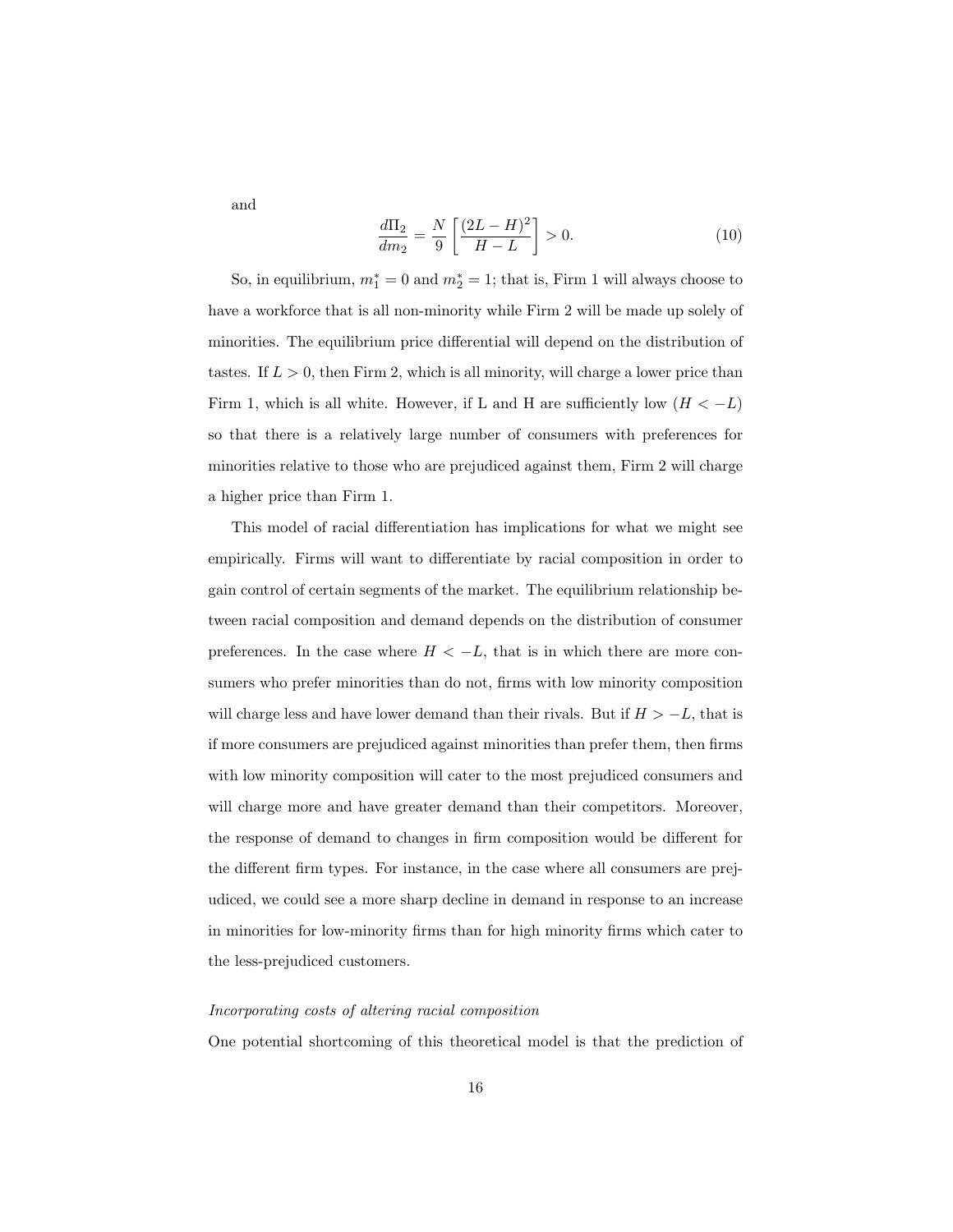and

$$\frac{d\Pi_2}{dm_2} = \frac{N}{9}\left[\frac{(2L-H)^2}{H-L}\right] > 0. \tag{10}$$

So, in equilibrium, $m_1^* = 0$ and $m_2^* = 1$; that is, Firm 1 will always choose to have a workforce that is all non-minority while Firm 2 will be made up solely of minorities. The equilibrium price differential will depend on the distribution of tastes. If $L > 0$, then Firm 2, which is all minority, will charge a lower price than Firm 1, which is all white. However, if L and H are sufficiently low ($H < -L$) so that there is a relatively large number of consumers with preferences for minorities relative to those who are prejudiced against them, Firm 2 will charge a higher price than Firm 1.

This model of racial differentiation has implications for what we might see empirically. Firms will want to differentiate by racial composition in order to gain control of certain segments of the market. The equilibrium relationship between racial composition and demand depends on the distribution of consumer preferences. In the case where $H < -L$, that is in which there are more consumers who prefer minorities than do not, firms with low minority composition will charge less and have lower demand than their rivals. But if $H > -L$, that is if more consumers are prejudiced against minorities than prefer them, then firms with low minority composition will cater to the most prejudiced consumers and will charge more and have greater demand than their competitors. Moreover, the response of demand to changes in firm composition would be different for the different firm types. For instance, in the case where all consumers are prejudiced, we could see a more sharp decline in demand in response to an increase in minorities for low-minority firms than for high minority firms which cater to the less-prejudiced customers.

*Incorporating costs of altering racial composition*

One potential shortcoming of this theoretical model is that the prediction of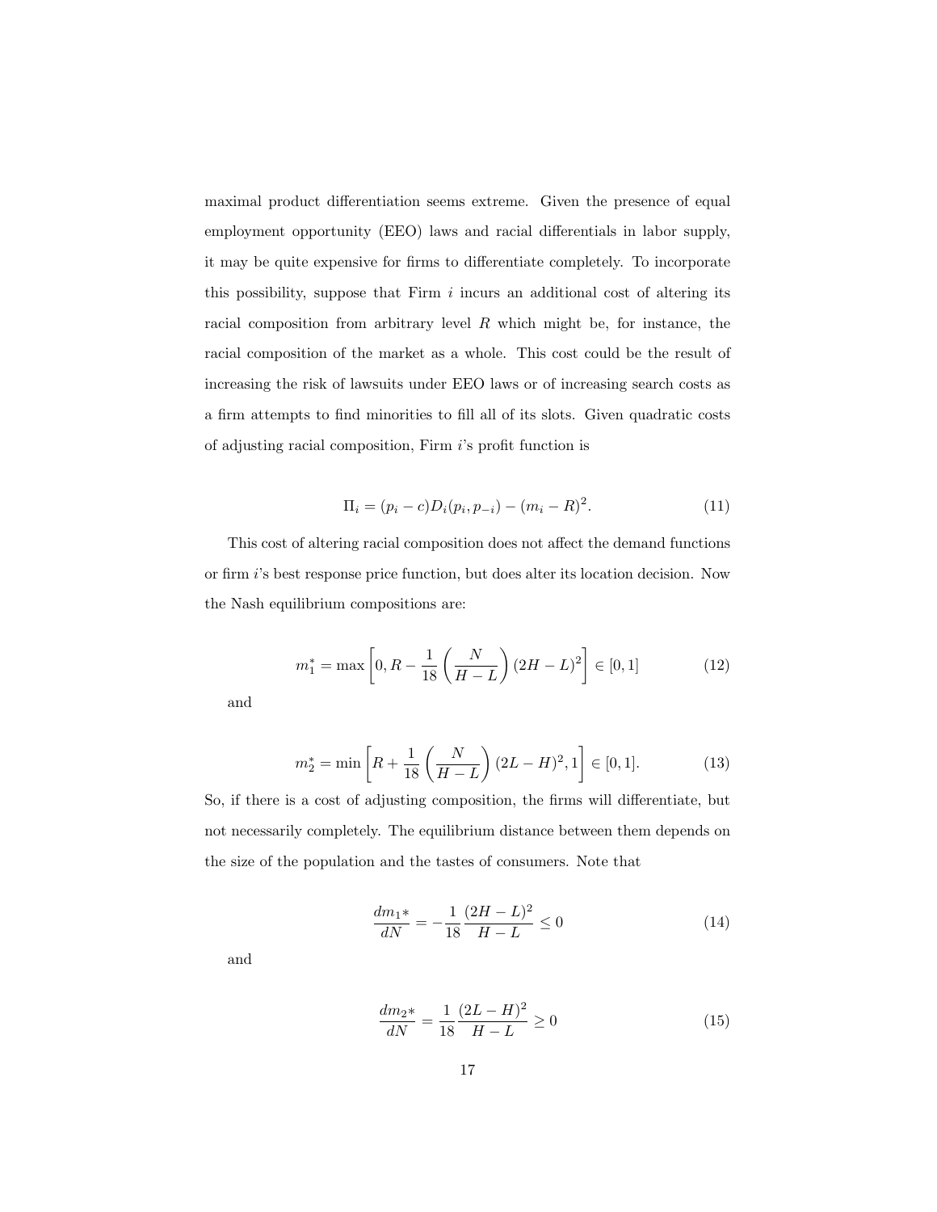maximal product differentiation seems extreme. Given the presence of equal employment opportunity (EEO) laws and racial differentials in labor supply, it may be quite expensive for firms to differentiate completely. To incorporate this possibility, suppose that Firm $i$ incurs an additional cost of altering its racial composition from arbitrary level $R$ which might be, for instance, the racial composition of the market as a whole. This cost could be the result of increasing the risk of lawsuits under EEO laws or of increasing search costs as a firm attempts to find minorities to fill all of its slots. Given quadratic costs of adjusting racial composition, Firm $i$'s profit function is

$$\Pi_i = (p_i - c)D_i(p_i, p_{-i}) - (m_i - R)^2. \tag{11}$$

This cost of altering racial composition does not affect the demand functions or firm $i$'s best response price function, but does alter its location decision. Now the Nash equilibrium compositions are:

$$m_1^* = \max\left[0, R - \frac{1}{18}\left(\frac{N}{H-L}\right)(2H-L)^2\right] \in [0,1] \tag{12}$$

and

$$m_2^* = \min\left[R + \frac{1}{18}\left(\frac{N}{H-L}\right)(2L-H)^2, 1\right] \in [0,1]. \tag{13}$$

So, if there is a cost of adjusting composition, the firms will differentiate, but not necessarily completely. The equilibrium distance between them depends on the size of the population and the tastes of consumers. Note that

$$\frac{dm_1*}{dN} = -\frac{1}{18}\frac{(2H-L)^2}{H-L} \leq 0 \tag{14}$$

and

$$\frac{dm_2*}{dN} = \frac{1}{18}\frac{(2L-H)^2}{H-L} \geq 0 \tag{15}$$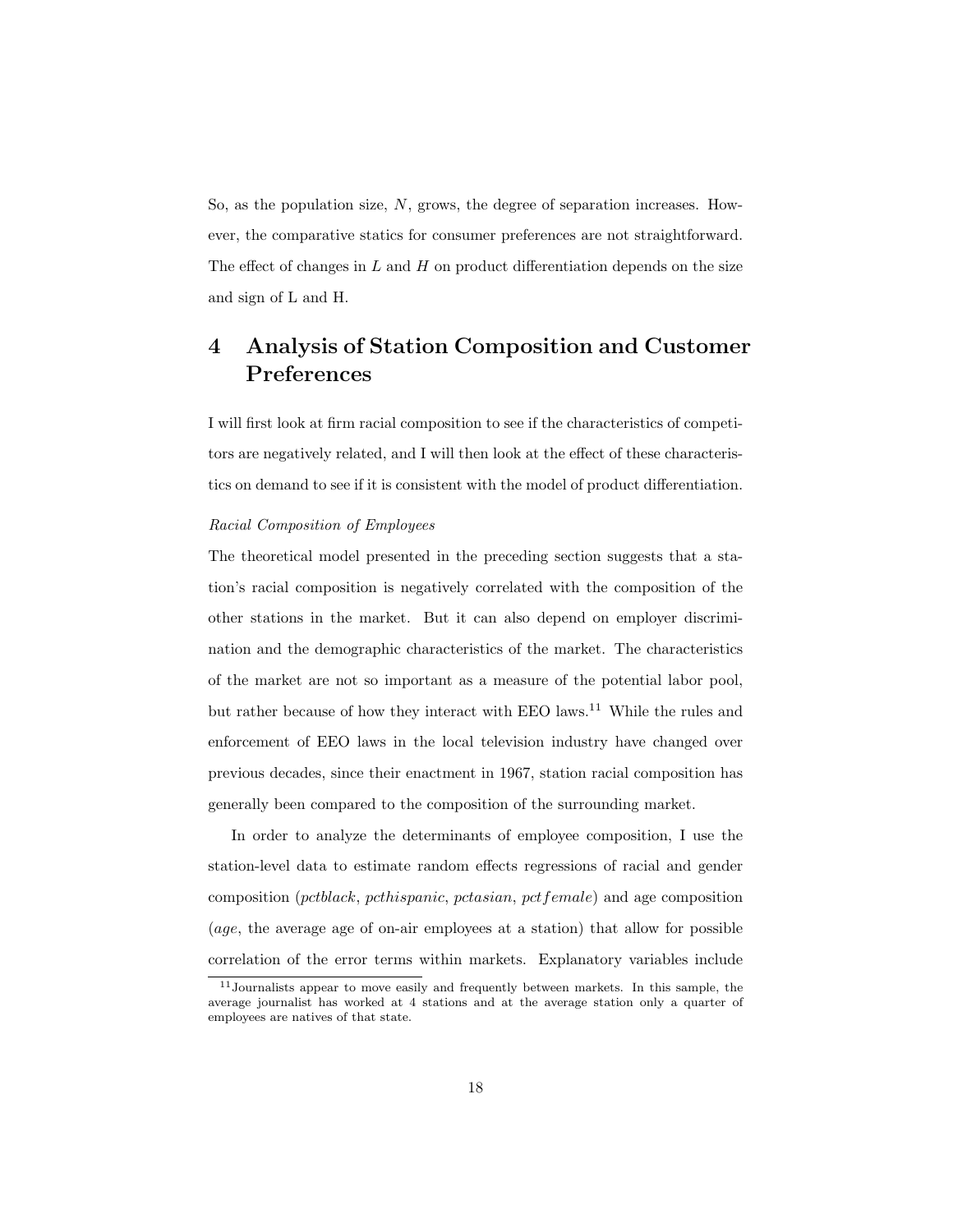So, as the population size, $N$, grows, the degree of separation increases. However, the comparative statics for consumer preferences are not straightforward. The effect of changes in $L$ and $H$ on product differentiation depends on the size and sign of L and H.

# 4 Analysis of Station Composition and Customer Preferences

I will first look at firm racial composition to see if the characteristics of competitors are negatively related, and I will then look at the effect of these characteristics on demand to see if it is consistent with the model of product differentiation.

*Racial Composition of Employees*

The theoretical model presented in the preceding section suggests that a station's racial composition is negatively correlated with the composition of the other stations in the market. But it can also depend on employer discrimination and the demographic characteristics of the market. The characteristics of the market are not so important as a measure of the potential labor pool, but rather because of how they interact with EEO laws.[11] While the rules and enforcement of EEO laws in the local television industry have changed over previous decades, since their enactment in 1967, station racial composition has generally been compared to the composition of the surrounding market.

In order to analyze the determinants of employee composition, I use the station-level data to estimate random effects regressions of racial and gender composition (*pctblack*, *pcthispanic*, *pctasian*, *pctfemale*) and age composition (*age*, the average age of on-air employees at a station) that allow for possible correlation of the error terms within markets. Explanatory variables include

[11] Journalists appear to move easily and frequently between markets. In this sample, the average journalist has worked at 4 stations and at the average station only a quarter of employees are natives of that state.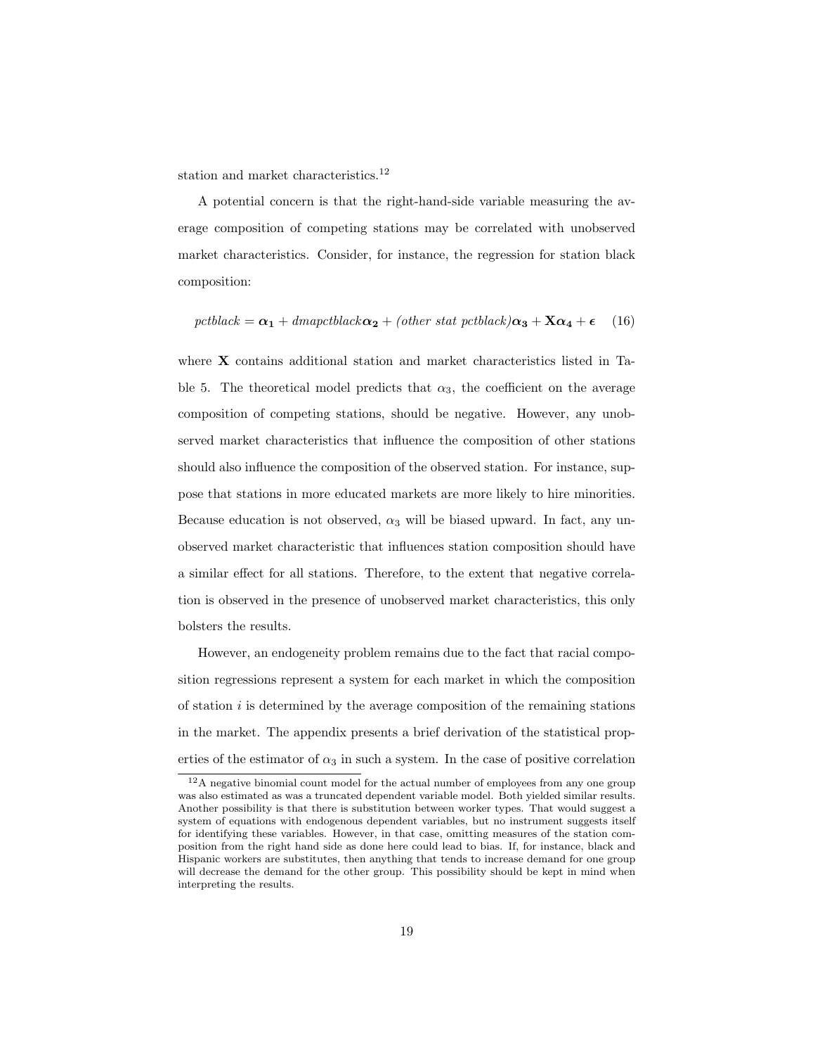station and market characteristics.[12]

A potential concern is that the right-hand-side variable measuring the average composition of competing stations may be correlated with unobserved market characteristics. Consider, for instance, the regression for station black composition:

$$pctblack = \boldsymbol{\alpha_1} + dmapctblack\boldsymbol{\alpha_2} + \textit{(other stat pctblack)}\boldsymbol{\alpha_3} + \mathbf{X}\boldsymbol{\alpha_4} + \boldsymbol{\epsilon} \quad (16)$$

where $\mathbf{X}$ contains additional station and market characteristics listed in Table 5. The theoretical model predicts that $\alpha_3$, the coefficient on the average composition of competing stations, should be negative. However, any unobserved market characteristics that influence the composition of other stations should also influence the composition of the observed station. For instance, suppose that stations in more educated markets are more likely to hire minorities. Because education is not observed, $\alpha_3$ will be biased upward. In fact, any unobserved market characteristic that influences station composition should have a similar effect for all stations. Therefore, to the extent that negative correlation is observed in the presence of unobserved market characteristics, this only bolsters the results.

However, an endogeneity problem remains due to the fact that racial composition regressions represent a system for each market in which the composition of station $i$ is determined by the average composition of the remaining stations in the market. The appendix presents a brief derivation of the statistical properties of the estimator of $\alpha_3$ in such a system. In the case of positive correlation

[12] A negative binomial count model for the actual number of employees from any one group was also estimated as was a truncated dependent variable model. Both yielded similar results. Another possibility is that there is substitution between worker types. That would suggest a system of equations with endogenous dependent variables, but no instrument suggests itself for identifying these variables. However, in that case, omitting measures of the station composition from the right hand side as done here could lead to bias. If, for instance, black and Hispanic workers are substitutes, then anything that tends to increase demand for one group will decrease the demand for the other group. This possibility should be kept in mind when interpreting the results.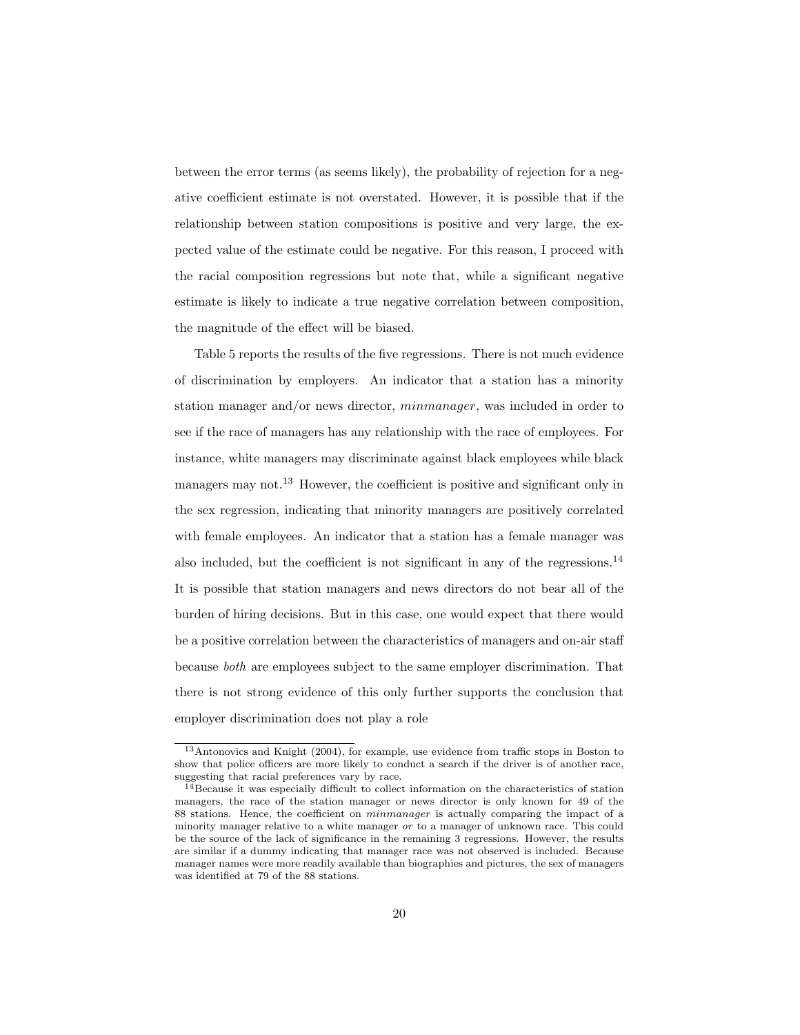between the error terms (as seems likely), the probability of rejection for a negative coefficient estimate is not overstated. However, it is possible that if the relationship between station compositions is positive and very large, the expected value of the estimate could be negative. For this reason, I proceed with the racial composition regressions but note that, while a significant negative estimate is likely to indicate a true negative correlation between composition, the magnitude of the effect will be biased.

Table 5 reports the results of the five regressions. There is not much evidence of discrimination by employers. An indicator that a station has a minority station manager and/or news director, *minmanager*, was included in order to see if the race of managers has any relationship with the race of employees. For instance, white managers may discriminate against black employees while black managers may not.[13] However, the coefficient is positive and significant only in the sex regression, indicating that minority managers are positively correlated with female employees. An indicator that a station has a female manager was also included, but the coefficient is not significant in any of the regressions.[14] It is possible that station managers and news directors do not bear all of the burden of hiring decisions. But in this case, one would expect that there would be a positive correlation between the characteristics of managers and on-air staff because *both* are employees subject to the same employer discrimination. That there is not strong evidence of this only further supports the conclusion that employer discrimination does not play a role

[13] Antonovics and Knight (2004), for example, use evidence from traffic stops in Boston to show that police officers are more likely to conduct a search if the driver is of another race, suggesting that racial preferences vary by race.

[14] Because it was especially difficult to collect information on the characteristics of station managers, the race of the station manager or news director is only known for 49 of the 88 stations. Hence, the coefficient on *minmanager* is actually comparing the impact of a minority manager relative to a white manager *or* to a manager of unknown race. This could be the source of the lack of significance in the remaining 3 regressions. However, the results are similar if a dummy indicating that manager race was not observed is included. Because manager names were more readily available than biographies and pictures, the sex of managers was identified at 79 of the 88 stations.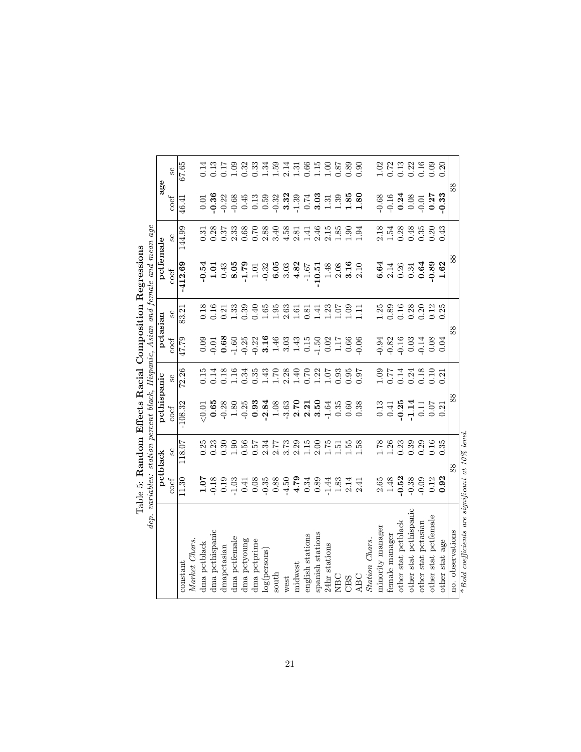## Table 5: **Random Effects Racial Composition Regressions**

*dep. variables: station percent black, Hispanic, Asian and female and mean age*

| | **pctblack** | | **pcthispanic** | | **pctasian** | | **pctfemale** | | **age** | |
|---|---|---|---|---|---|---|---|---|---|---|
| | coef | se | coef | se | coef | se | coef | se | coef | se |
| constant | 11.30 | 118.07 | -108.32 | 72.26 | 47.79 | 83.21 | **-412.69** | 144.99 | 46.41 | 67.65 |
| *Market Chars.* | | | | | | | | | | |
| dma pctblack | **1.07** | 0.25 | <0.01 | 0.15 | 0.09 | 0.18 | **-0.54** | 0.31 | 0.01 | 0.14 |
| dma pcthispanic | -0.18 | 0.23 | **0.65** | 0.14 | -0.01 | 0.16 | **1.01** | 0.28 | **-0.36** | 0.13 |
| dmapctasian | 0.19 | 0.30 | -0.28 | 0.18 | **0.68** | 0.21 | 0.43 | 0.37 | -0.22 | 0.17 |
| dma pctfemale | -1.03 | 1.90 | 1.80 | 1.16 | -1.60 | 1.33 | **8.05** | 2.33 | -0.68 | 1.09 |
| dma pctyoung | 0.41 | 0.56 | -0.25 | 0.34 | -0.25 | 0.39 | **-1.79** | 0.68 | 0.45 | 0.32 |
| dma pctprime | 0.08 | 0.57 | **0.93** | 0.35 | -0.22 | 0.40 | 1.01 | 0.70 | 0.13 | 0.33 |
| log(persons) | -0.35 | 2.34 | **-2.84** | 1.43 | **3.16** | 1.65 | -0.32 | 2.88 | 0.59 | 1.34 |
| south | 0.88 | 2.77 | 1.08 | 1.70 | 1.46 | 1.95 | **6.05** | 3.40 | -0.32 | 1.59 |
| west | -4.50 | 3.73 | -3.63 | 2.28 | 3.03 | 2.63 | 3.03 | 4.58 | **3.32** | 2.14 |
| midwest | **4.79** | 2.29 | **2.70** | 1.40 | 1.43 | 1.61 | **4.82** | 2.81 | -1.39 | 1.31 |
| english stations | 0.34 | 1.15 | **2.21** | 0.70 | 0.15 | 0.81 | -1.67 | 1.41 | 0.74 | 0.66 |
| spanish stations | 0.89 | 2.00 | **3.50** | 1.22 | -1.50 | 1.41 | **-10.51** | 2.46 | **3.03** | 1.15 |
| 24hr stations | -1.44 | 1.75 | -1.64 | 1.07 | 0.02 | 1.23 | 1.48 | 2.15 | 1.31 | 1.00 |
| NBC | 1.83 | 1.51 | 0.35 | 0.93 | 1.17 | 1.07 | 2.08 | 1.85 | 1.39 | 0.87 |
| CBS | 2.14 | 1.55 | 0.60 | 0.95 | 0.66 | 1.09 | **3.16** | 1.90 | **1.85** | 0.89 |
| ABC | 2.41 | 1.58 | 0.38 | 0.97 | -0.06 | 1.11 | 2.10 | 1.94 | **1.80** | 0.90 |
| *Station Chars.* | | | | | | | | | | |
| minority manager | 2.65 | 1.78 | 0.13 | 1.09 | -0.94 | 1.25 | **6.64** | 2.18 | -0.68 | 1.02 |
| female manager | 1.48 | 1.26 | 0.41 | 0.77 | -0.82 | 0.89 | 2.14 | 1.54 | -0.16 | 0.72 |
| other stat pctblack | **-0.52** | 0.23 | **-0.25** | 0.14 | -0.16 | 0.16 | 0.26 | 0.28 | **0.24** | 0.13 |
| other stat pcthispanic | -0.38 | 0.39 | **-1.14** | 0.24 | 0.03 | 0.28 | 0.34 | 0.48 | 0.08 | 0.22 |
| other stat pctasian | -0.09 | 0.29 | 0.11 | 0.18 | -0.14 | 0.20 | **0.64** | 0.35 | -0.01 | 0.16 |
| other stat pctfemale | 0.12 | 0.16 | 0.07 | 0.10 | 0.08 | 0.12 | **-0.89** | 0.20 | **0.27** | 0.09 |
| other stat age | **0.92** | 0.35 | 0.21 | 0.21 | 0.04 | 0.25 | **1.62** | 0.43 | **-0.33** | 0.20 |
| no. observations | 88 | | 88 | | 88 | | 88 | | 88 | |

*\*Bold coefficients are significant at 10% level.*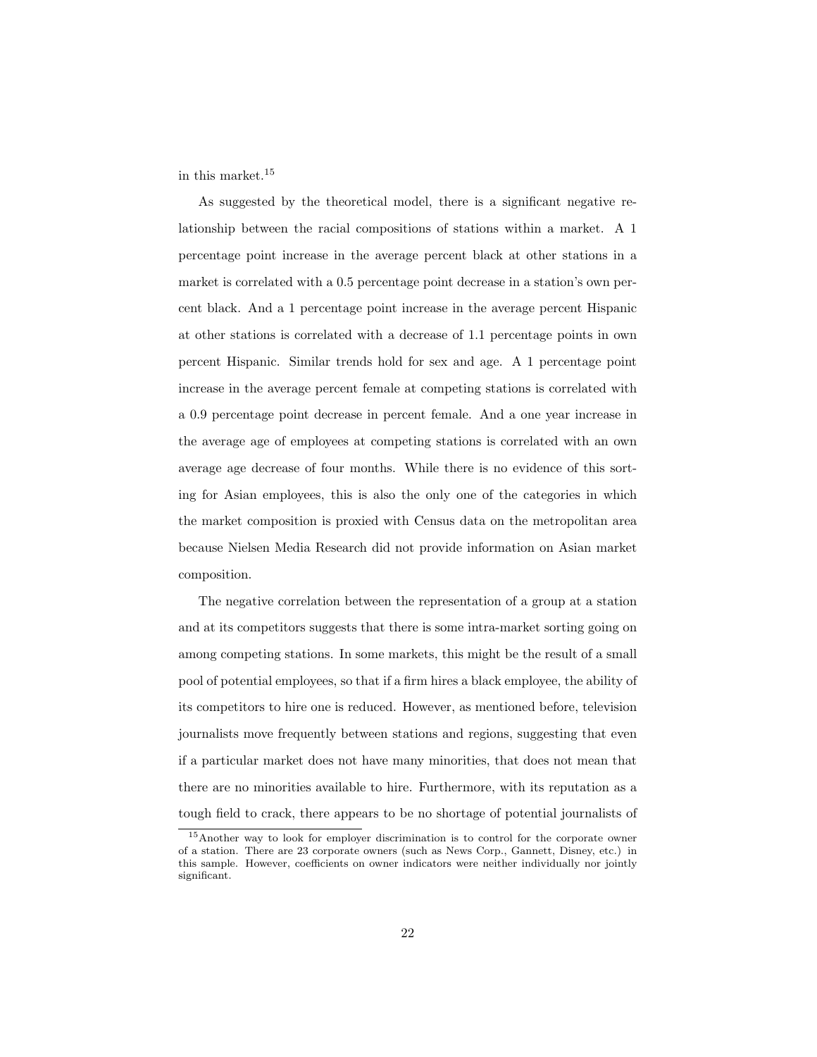in this market.[15]

As suggested by the theoretical model, there is a significant negative relationship between the racial compositions of stations within a market. A 1 percentage point increase in the average percent black at other stations in a market is correlated with a 0.5 percentage point decrease in a station's own percent black. And a 1 percentage point increase in the average percent Hispanic at other stations is correlated with a decrease of 1.1 percentage points in own percent Hispanic. Similar trends hold for sex and age. A 1 percentage point increase in the average percent female at competing stations is correlated with a 0.9 percentage point decrease in percent female. And a one year increase in the average age of employees at competing stations is correlated with an own average age decrease of four months. While there is no evidence of this sorting for Asian employees, this is also the only one of the categories in which the market composition is proxied with Census data on the metropolitan area because Nielsen Media Research did not provide information on Asian market composition.

The negative correlation between the representation of a group at a station and at its competitors suggests that there is some intra-market sorting going on among competing stations. In some markets, this might be the result of a small pool of potential employees, so that if a firm hires a black employee, the ability of its competitors to hire one is reduced. However, as mentioned before, television journalists move frequently between stations and regions, suggesting that even if a particular market does not have many minorities, that does not mean that there are no minorities available to hire. Furthermore, with its reputation as a tough field to crack, there appears to be no shortage of potential journalists of

[15] Another way to look for employer discrimination is to control for the corporate owner of a station. There are 23 corporate owners (such as News Corp., Gannett, Disney, etc.) in this sample. However, coefficients on owner indicators were neither individually nor jointly significant.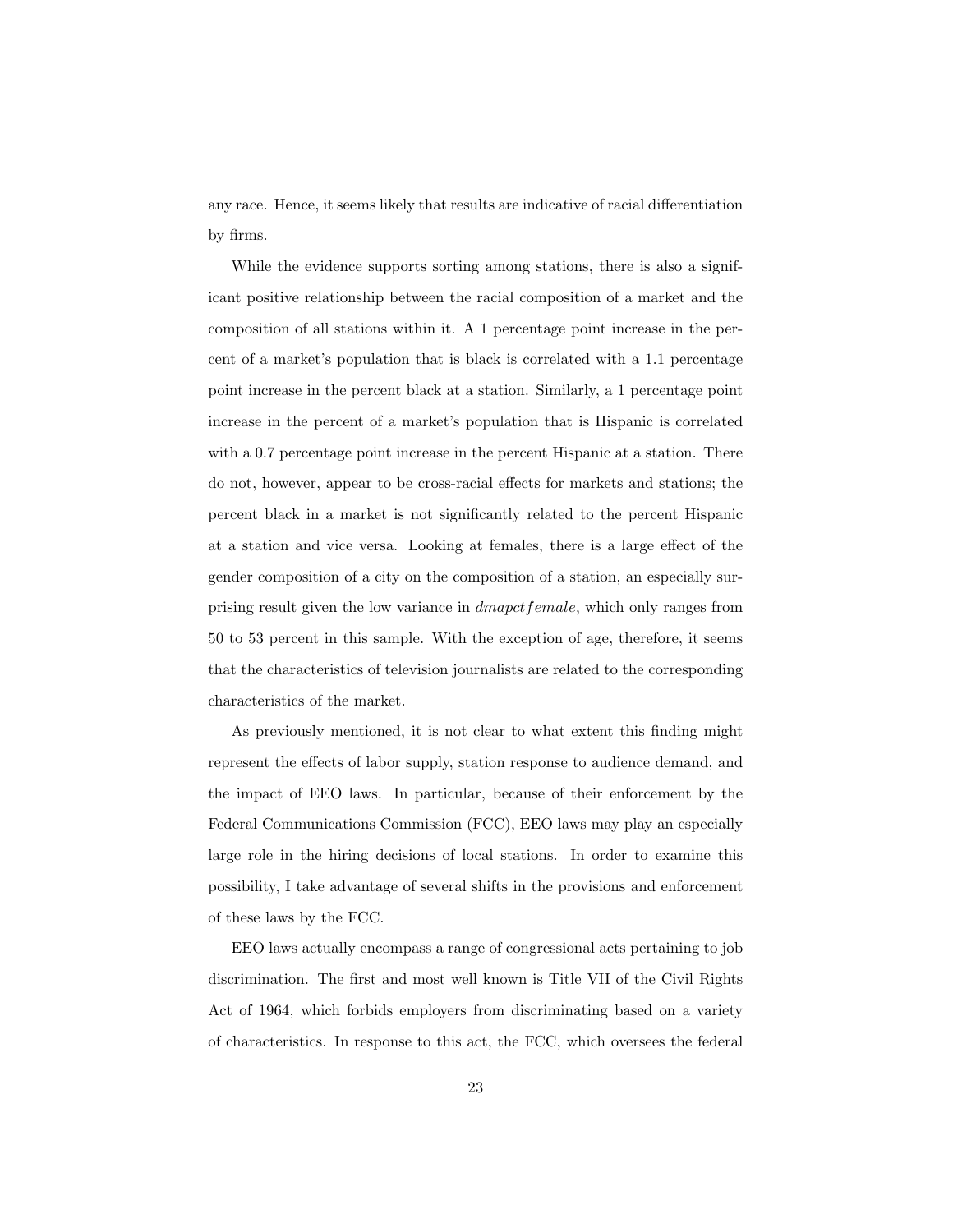any race. Hence, it seems likely that results are indicative of racial differentiation by firms.

While the evidence supports sorting among stations, there is also a significant positive relationship between the racial composition of a market and the composition of all stations within it. A 1 percentage point increase in the percent of a market's population that is black is correlated with a 1.1 percentage point increase in the percent black at a station. Similarly, a 1 percentage point increase in the percent of a market's population that is Hispanic is correlated with a 0.7 percentage point increase in the percent Hispanic at a station. There do not, however, appear to be cross-racial effects for markets and stations; the percent black in a market is not significantly related to the percent Hispanic at a station and vice versa. Looking at females, there is a large effect of the gender composition of a city on the composition of a station, an especially surprising result given the low variance in $dmapctfemale$, which only ranges from 50 to 53 percent in this sample. With the exception of age, therefore, it seems that the characteristics of television journalists are related to the corresponding characteristics of the market.

As previously mentioned, it is not clear to what extent this finding might represent the effects of labor supply, station response to audience demand, and the impact of EEO laws. In particular, because of their enforcement by the Federal Communications Commission (FCC), EEO laws may play an especially large role in the hiring decisions of local stations. In order to examine this possibility, I take advantage of several shifts in the provisions and enforcement of these laws by the FCC.

EEO laws actually encompass a range of congressional acts pertaining to job discrimination. The first and most well known is Title VII of the Civil Rights Act of 1964, which forbids employers from discriminating based on a variety of characteristics. In response to this act, the FCC, which oversees the federal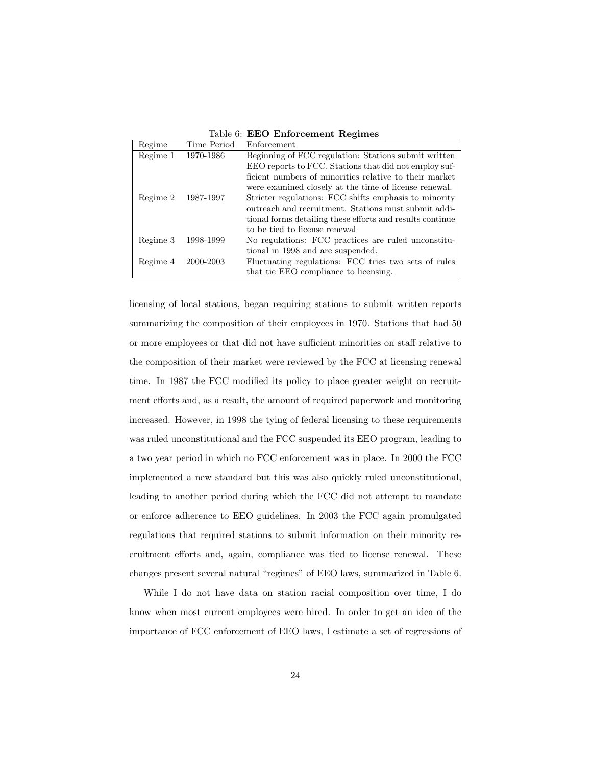Table 6: **EEO Enforcement Regimes**

| Regime | Time Period | Enforcement |
|---|---|---|
| Regime 1 | 1970-1986 | Beginning of FCC regulation: Stations submit written EEO reports to FCC. Stations that did not employ sufficient numbers of minorities relative to their market were examined closely at the time of license renewal. |
| Regime 2 | 1987-1997 | Stricter regulations: FCC shifts emphasis to minority outreach and recruitment. Stations must submit additional forms detailing these efforts and results continue to be tied to license renewal |
| Regime 3 | 1998-1999 | No regulations: FCC practices are ruled unconstitutional in 1998 and are suspended. |
| Regime 4 | 2000-2003 | Fluctuating regulations: FCC tries two sets of rules that tie EEO compliance to licensing. |

licensing of local stations, began requiring stations to submit written reports summarizing the composition of their employees in 1970. Stations that had 50 or more employees or that did not have sufficient minorities on staff relative to the composition of their market were reviewed by the FCC at licensing renewal time. In 1987 the FCC modified its policy to place greater weight on recruitment efforts and, as a result, the amount of required paperwork and monitoring increased. However, in 1998 the tying of federal licensing to these requirements was ruled unconstitutional and the FCC suspended its EEO program, leading to a two year period in which no FCC enforcement was in place. In 2000 the FCC implemented a new standard but this was also quickly ruled unconstitutional, leading to another period during which the FCC did not attempt to mandate or enforce adherence to EEO guidelines. In 2003 the FCC again promulgated regulations that required stations to submit information on their minority recruitment efforts and, again, compliance was tied to license renewal. These changes present several natural "regimes" of EEO laws, summarized in Table 6.

While I do not have data on station racial composition over time, I do know when most current employees were hired. In order to get an idea of the importance of FCC enforcement of EEO laws, I estimate a set of regressions of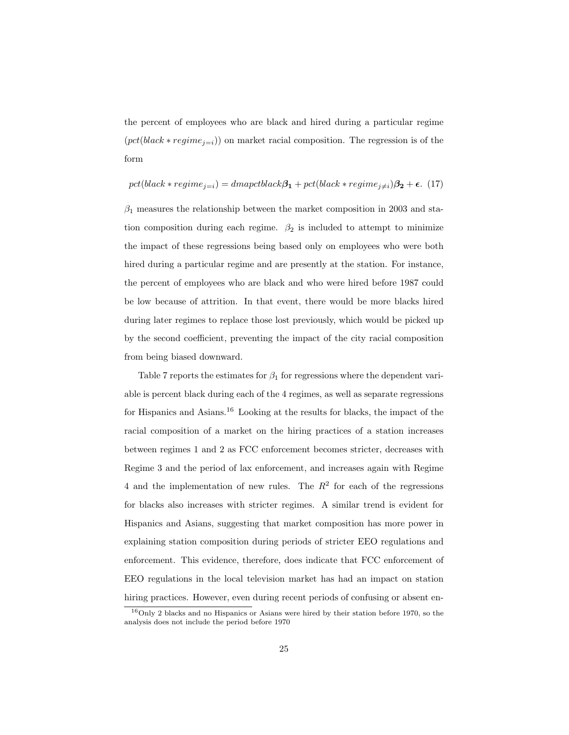the percent of employees who are black and hired during a particular regime ($pct(black * regime_{j=i})$) on market racial composition. The regression is of the form

$$pct(black * regime_{j=i}) = dmapctblack\boldsymbol{\beta_1} + pct(black * regime_{j \neq i})\boldsymbol{\beta_2} + \boldsymbol{\epsilon}. \quad (17)$$

$\beta_1$ measures the relationship between the market composition in 2003 and station composition during each regime. $\beta_2$ is included to attempt to minimize the impact of these regressions being based only on employees who were both hired during a particular regime and are presently at the station. For instance, the percent of employees who are black and who were hired before 1987 could be low because of attrition. In that event, there would be more blacks hired during later regimes to replace those lost previously, which would be picked up by the second coefficient, preventing the impact of the city racial composition from being biased downward.

Table 7 reports the estimates for $\beta_1$ for regressions where the dependent variable is percent black during each of the 4 regimes, as well as separate regressions for Hispanics and Asians.[16] Looking at the results for blacks, the impact of the racial composition of a market on the hiring practices of a station increases between regimes 1 and 2 as FCC enforcement becomes stricter, decreases with Regime 3 and the period of lax enforcement, and increases again with Regime 4 and the implementation of new rules. The $R^2$ for each of the regressions for blacks also increases with stricter regimes. A similar trend is evident for Hispanics and Asians, suggesting that market composition has more power in explaining station composition during periods of stricter EEO regulations and enforcement. This evidence, therefore, does indicate that FCC enforcement of EEO regulations in the local television market has had an impact on station hiring practices. However, even during recent periods of confusing or absent en-

[16] Only 2 blacks and no Hispanics or Asians were hired by their station before 1970, so the analysis does not include the period before 1970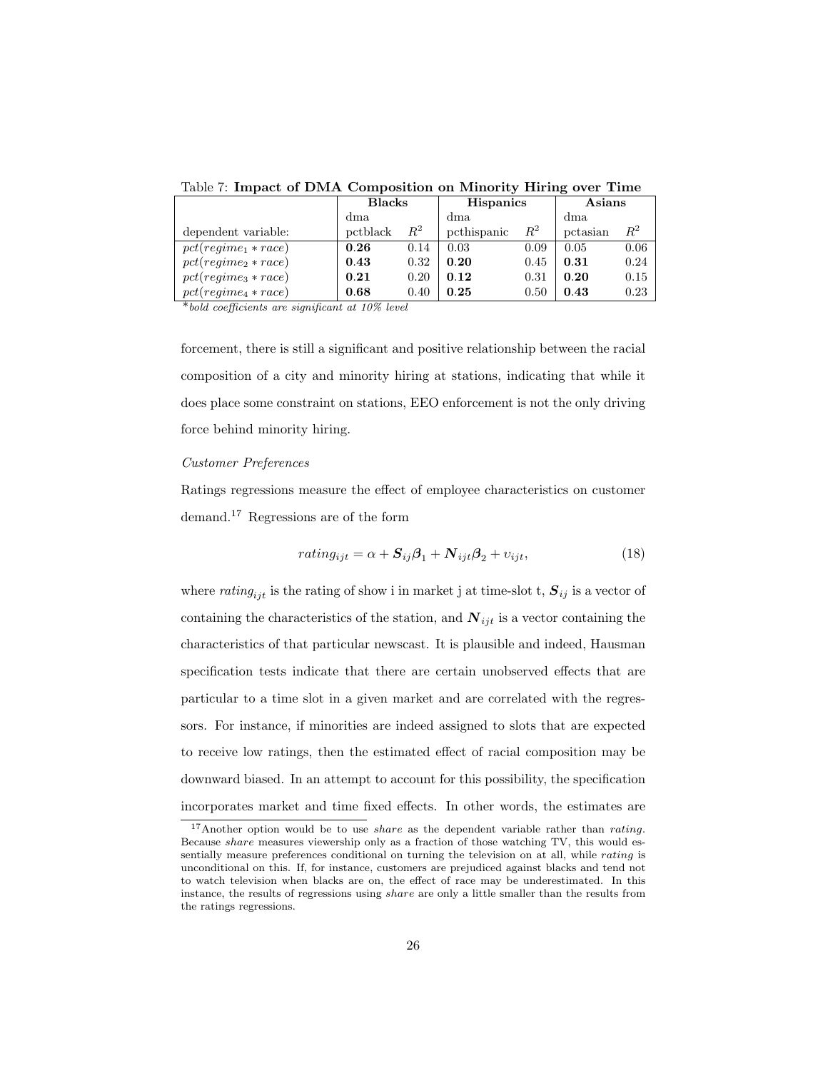Table 7: **Impact of DMA Composition on Minority Hiring over Time**

| | **Blacks** | | **Hispanics** | | **Asians** | |
|---|---|---|---|---|---|---|
| dependent variable: | dma pctblack | $R^2$ | dma pcthispanic | $R^2$ | dma pctasian | $R^2$ |
| $pct(regime_1 * race)$ | **0.26** | 0.14 | 0.03 | 0.09 | 0.05 | 0.06 |
| $pct(regime_2 * race)$ | **0.43** | 0.32 | **0.20** | 0.45 | **0.31** | 0.24 |
| $pct(regime_3 * race)$ | **0.21** | 0.20 | **0.12** | 0.31 | **0.20** | 0.15 |
| $pct(regime_4 * race)$ | **0.68** | 0.40 | **0.25** | 0.50 | **0.43** | 0.23 |

*\*bold coefficients are significant at 10% level*

forcement, there is still a significant and positive relationship between the racial composition of a city and minority hiring at stations, indicating that while it does place some constraint on stations, EEO enforcement is not the only driving force behind minority hiring.

*Customer Preferences*

Ratings regressions measure the effect of employee characteristics on customer demand.[17] Regressions are of the form

$$rating_{ijt} = \alpha + \boldsymbol{S}_{ij}\boldsymbol{\beta}_1 + \boldsymbol{N}_{ijt}\boldsymbol{\beta}_2 + \upsilon_{ijt}, \tag{18}$$

where $rating_{ijt}$ is the rating of show i in market j at time-slot t, $\boldsymbol{S}_{ij}$ is a vector of containing the characteristics of the station, and $\boldsymbol{N}_{ijt}$ is a vector containing the characteristics of that particular newscast. It is plausible and indeed, Hausman specification tests indicate that there are certain unobserved effects that are particular to a time slot in a given market and are correlated with the regressors. For instance, if minorities are indeed assigned to slots that are expected to receive low ratings, then the estimated effect of racial composition may be downward biased. In an attempt to account for this possibility, the specification incorporates market and time fixed effects. In other words, the estimates are

[17]Another option would be to use *share* as the dependent variable rather than *rating*. Because *share* measures viewership only as a fraction of those watching TV, this would essentially measure preferences conditional on turning the television on at all, while *rating* is unconditional on this. If, for instance, customers are prejudiced against blacks and tend not to watch television when blacks are on, the effect of race may be underestimated. In this instance, the results of regressions using *share* are only a little smaller than the results from the ratings regressions.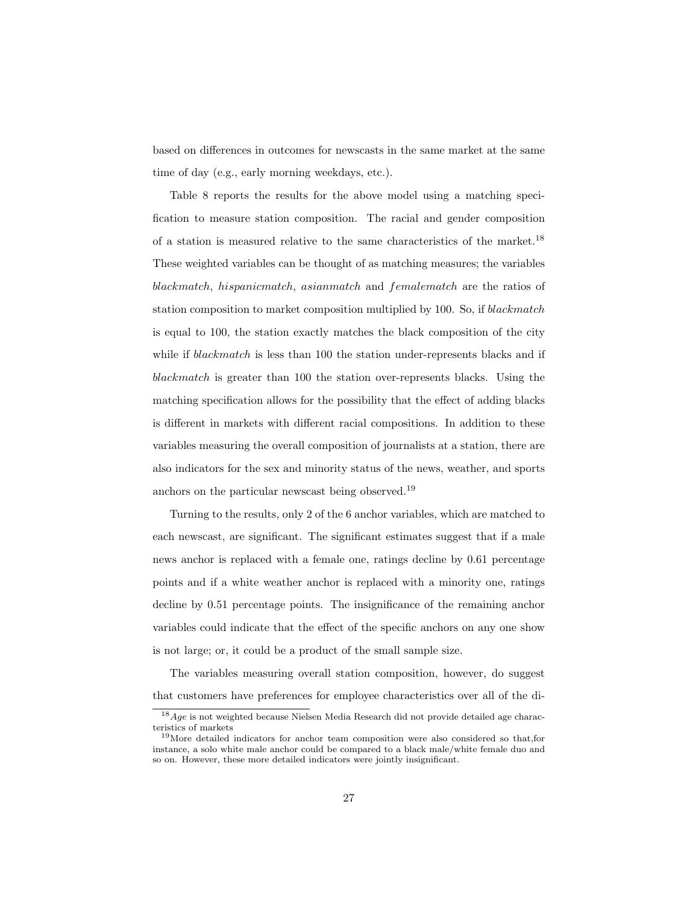based on differences in outcomes for newscasts in the same market at the same time of day (e.g., early morning weekdays, etc.).

Table 8 reports the results for the above model using a matching specification to measure station composition. The racial and gender composition of a station is measured relative to the same characteristics of the market.[18] These weighted variables can be thought of as matching measures; the variables *blackmatch*, *hispanicmatch*, *asianmatch* and *femalematch* are the ratios of station composition to market composition multiplied by 100. So, if *blackmatch* is equal to 100, the station exactly matches the black composition of the city while if *blackmatch* is less than 100 the station under-represents blacks and if *blackmatch* is greater than 100 the station over-represents blacks. Using the matching specification allows for the possibility that the effect of adding blacks is different in markets with different racial compositions. In addition to these variables measuring the overall composition of journalists at a station, there are also indicators for the sex and minority status of the news, weather, and sports anchors on the particular newscast being observed.[19]

Turning to the results, only 2 of the 6 anchor variables, which are matched to each newscast, are significant. The significant estimates suggest that if a male news anchor is replaced with a female one, ratings decline by 0.61 percentage points and if a white weather anchor is replaced with a minority one, ratings decline by 0.51 percentage points. The insignificance of the remaining anchor variables could indicate that the effect of the specific anchors on any one show is not large; or, it could be a product of the small sample size.

The variables measuring overall station composition, however, do suggest that customers have preferences for employee characteristics over all of the di-

---

[18] *Age* is not weighted because Nielsen Media Research did not provide detailed age characteristics of markets

[19] More detailed indicators for anchor team composition were also considered so that,for instance, a solo white male anchor could be compared to a black male/white female duo and so on. However, these more detailed indicators were jointly insignificant.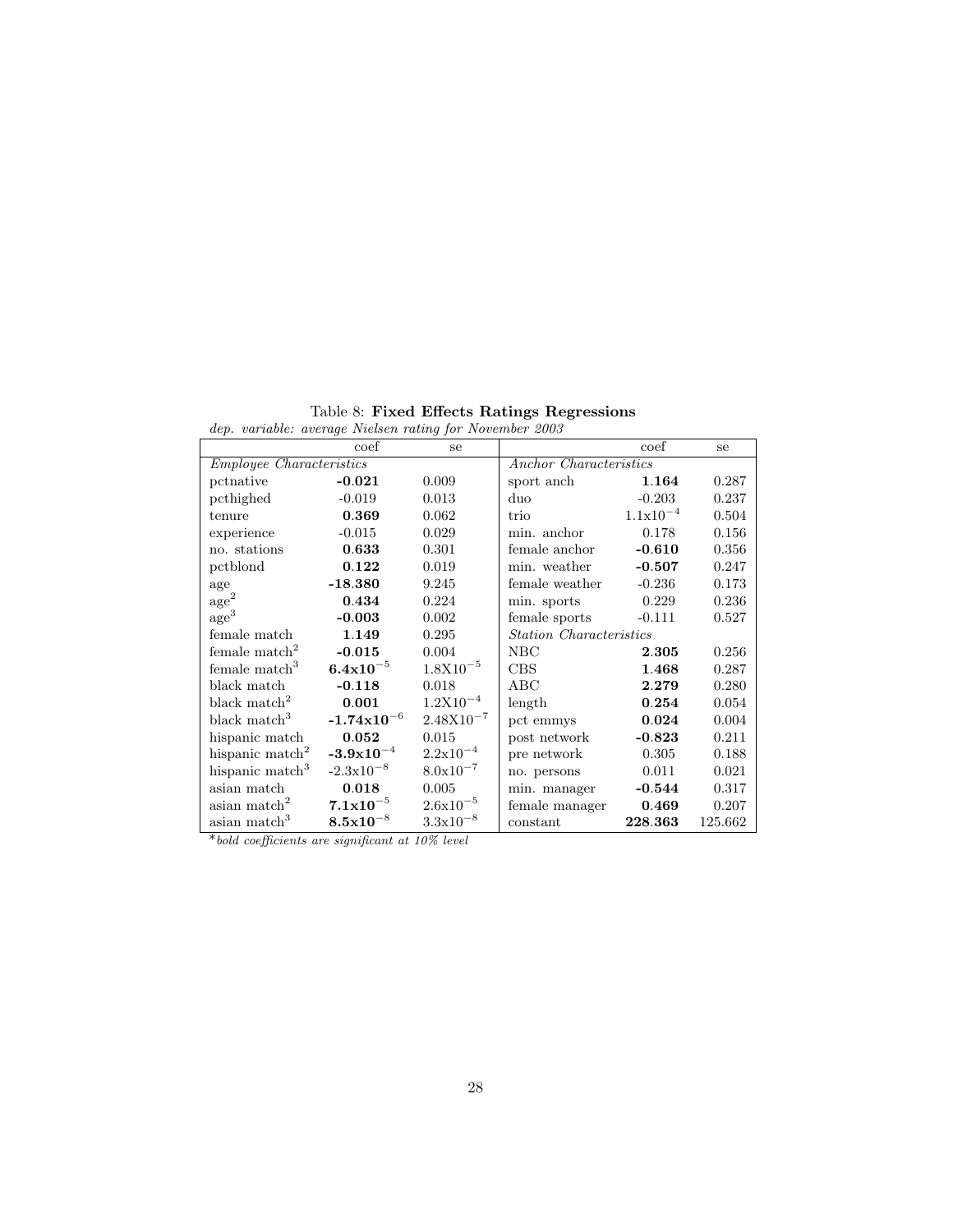Table 8: **Fixed Effects Ratings Regressions**

*dep. variable: average Nielsen rating for November 2003*

| | coef | se | | coef | se |
|---|---|---|---|---|---|
| *Employee Characteristics* | | | *Anchor Characteristics* | | |
| pctnative | **-0.021** | 0.009 | sport anch | **1.164** | 0.287 |
| pcthighed | -0.019 | 0.013 | duo | -0.203 | 0.237 |
| tenure | **0.369** | 0.062 | trio | $1.1\text{x}10^{-4}$ | 0.504 |
| experience | -0.015 | 0.029 | min. anchor | 0.178 | 0.156 |
| no. stations | **0.633** | 0.301 | female anchor | **-0.610** | 0.356 |
| pctblond | **0.122** | 0.019 | min. weather | **-0.507** | 0.247 |
| age | **-18.380** | 9.245 | female weather | -0.236 | 0.173 |
| $\text{age}^2$ | **0.434** | 0.224 | min. sports | 0.229 | 0.236 |
| $\text{age}^3$ | **-0.003** | 0.002 | female sports | -0.111 | 0.527 |
| female match | **1.149** | 0.295 | *Station Characteristics* | | |
| female $\text{match}^2$ | **-0.015** | 0.004 | NBC | **2.305** | 0.256 |
| female $\text{match}^3$ | $\mathbf{6.4x10^{-5}}$ | $1.8\text{X}10^{-5}$ | CBS | **1.468** | 0.287 |
| black match | **-0.118** | 0.018 | ABC | **2.279** | 0.280 |
| black $\text{match}^2$ | **0.001** | $1.2\text{X}10^{-4}$ | length | **0.254** | 0.054 |
| black $\text{match}^3$ | $\mathbf{-1.74x10^{-6}}$ | $2.48\text{X}10^{-7}$ | pct emmys | **0.024** | 0.004 |
| hispanic match | **0.052** | 0.015 | post network | **-0.823** | 0.211 |
| hispanic $\text{match}^2$ | $\mathbf{-3.9x10^{-4}}$ | $2.2\text{x}10^{-4}$ | pre network | 0.305 | 0.188 |
| hispanic $\text{match}^3$ | $-2.3\text{x}10^{-8}$ | $8.0\text{x}10^{-7}$ | no. persons | 0.011 | 0.021 |
| asian match | **0.018** | 0.005 | min. manager | **-0.544** | 0.317 |
| asian $\text{match}^2$ | $\mathbf{7.1x10^{-5}}$ | $2.6\text{x}10^{-5}$ | female manager | **0.469** | 0.207 |
| asian $\text{match}^3$ | $\mathbf{8.5x10^{-8}}$ | $3.3\text{x}10^{-8}$ | constant | **228.363** | 125.662 |

\**bold coefficients are significant at 10% level*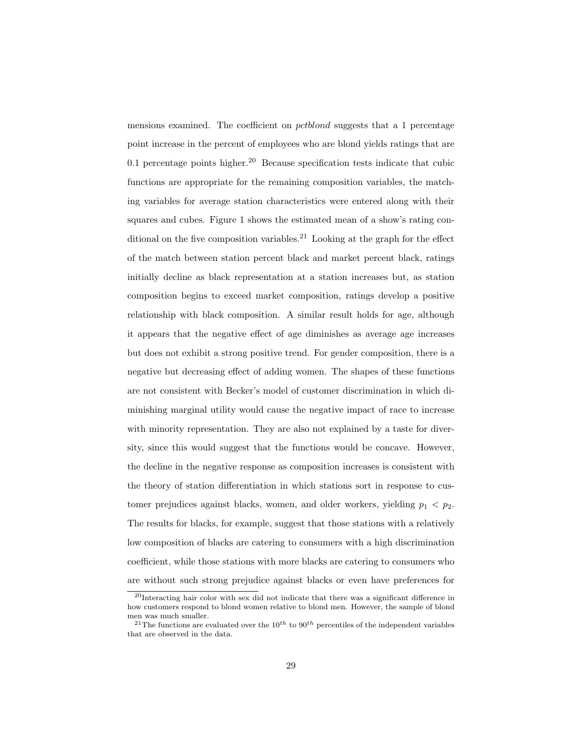mensions examined. The coefficient on *pctblond* suggests that a 1 percentage point increase in the percent of employees who are blond yields ratings that are 0.1 percentage points higher.[20] Because specification tests indicate that cubic functions are appropriate for the remaining composition variables, the matching variables for average station characteristics were entered along with their squares and cubes. Figure 1 shows the estimated mean of a show's rating conditional on the five composition variables.[21] Looking at the graph for the effect of the match between station percent black and market percent black, ratings initially decline as black representation at a station increases but, as station composition begins to exceed market composition, ratings develop a positive relationship with black composition. A similar result holds for age, although it appears that the negative effect of age diminishes as average age increases but does not exhibit a strong positive trend. For gender composition, there is a negative but decreasing effect of adding women. The shapes of these functions are not consistent with Becker's model of customer discrimination in which diminishing marginal utility would cause the negative impact of race to increase with minority representation. They are also not explained by a taste for diversity, since this would suggest that the functions would be concave. However, the decline in the negative response as composition increases is consistent with the theory of station differentiation in which stations sort in response to customer prejudices against blacks, women, and older workers, yielding $p_1 < p_2$. The results for blacks, for example, suggest that those stations with a relatively low composition of blacks are catering to consumers with a high discrimination coefficient, while those stations with more blacks are catering to consumers who are without such strong prejudice against blacks or even have preferences for

[20] Interacting hair color with sex did not indicate that there was a significant difference in how customers respond to blond women relative to blond men. However, the sample of blond men was much smaller.

[21] The functions are evaluated over the $10^{th}$ to $90^{th}$ percentiles of the independent variables that are observed in the data.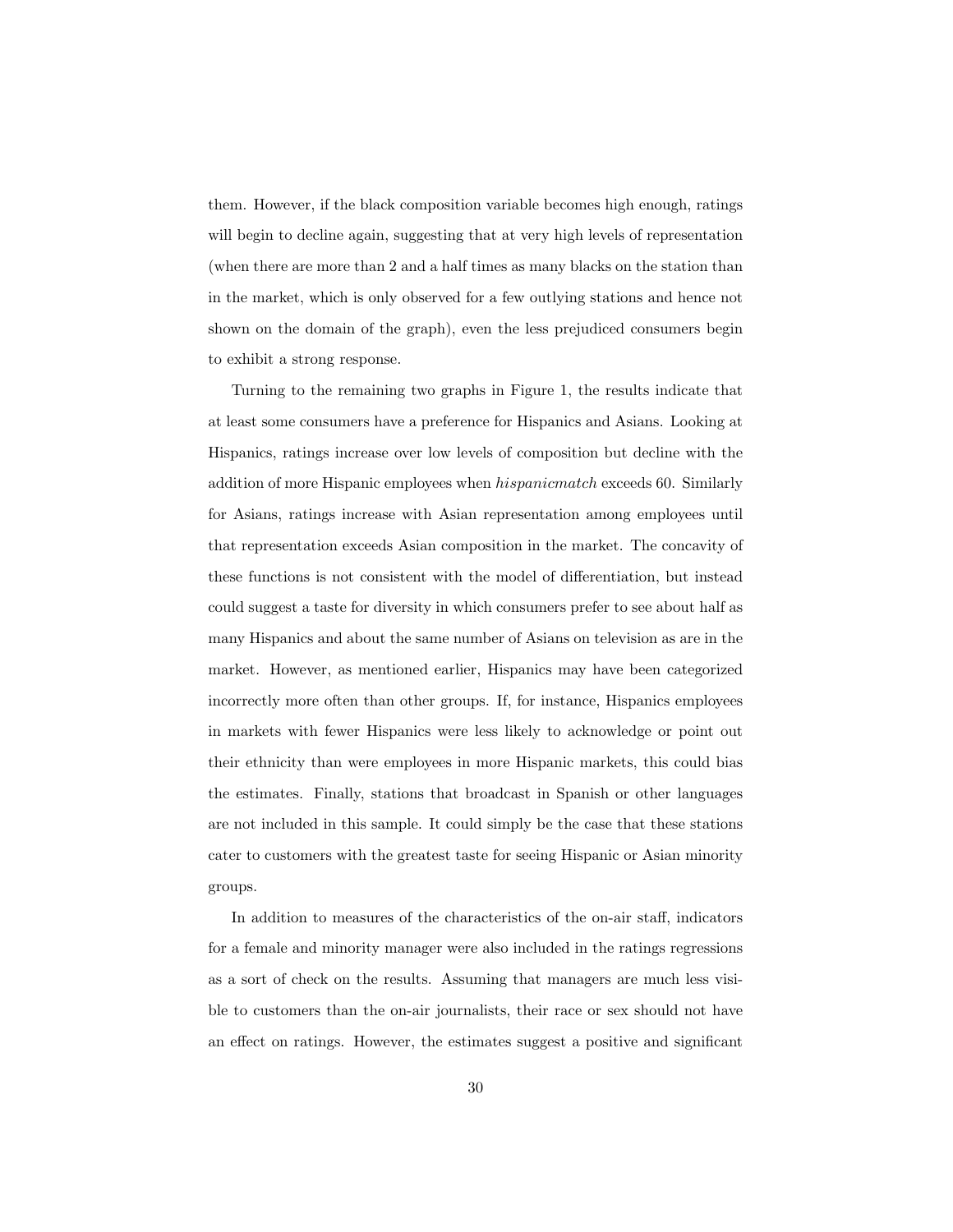them. However, if the black composition variable becomes high enough, ratings will begin to decline again, suggesting that at very high levels of representation (when there are more than 2 and a half times as many blacks on the station than in the market, which is only observed for a few outlying stations and hence not shown on the domain of the graph), even the less prejudiced consumers begin to exhibit a strong response.

Turning to the remaining two graphs in Figure 1, the results indicate that at least some consumers have a preference for Hispanics and Asians. Looking at Hispanics, ratings increase over low levels of composition but decline with the addition of more Hispanic employees when *hispanicmatch* exceeds 60. Similarly for Asians, ratings increase with Asian representation among employees until that representation exceeds Asian composition in the market. The concavity of these functions is not consistent with the model of differentiation, but instead could suggest a taste for diversity in which consumers prefer to see about half as many Hispanics and about the same number of Asians on television as are in the market. However, as mentioned earlier, Hispanics may have been categorized incorrectly more often than other groups. If, for instance, Hispanics employees in markets with fewer Hispanics were less likely to acknowledge or point out their ethnicity than were employees in more Hispanic markets, this could bias the estimates. Finally, stations that broadcast in Spanish or other languages are not included in this sample. It could simply be the case that these stations cater to customers with the greatest taste for seeing Hispanic or Asian minority groups.

In addition to measures of the characteristics of the on-air staff, indicators for a female and minority manager were also included in the ratings regressions as a sort of check on the results. Assuming that managers are much less visible to customers than the on-air journalists, their race or sex should not have an effect on ratings. However, the estimates suggest a positive and significant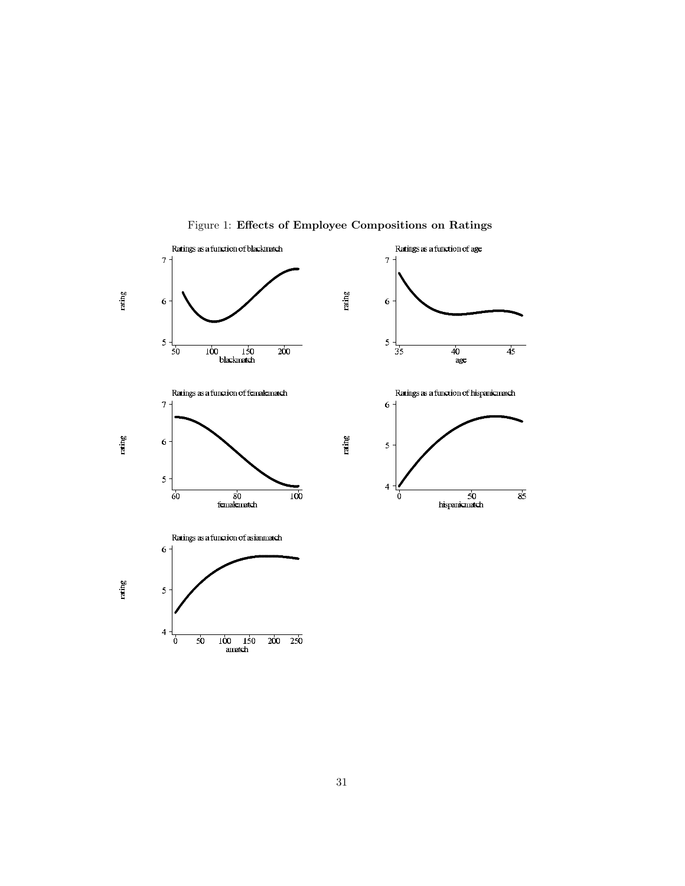Figure 1: **Effects of Employee Compositions on Ratings**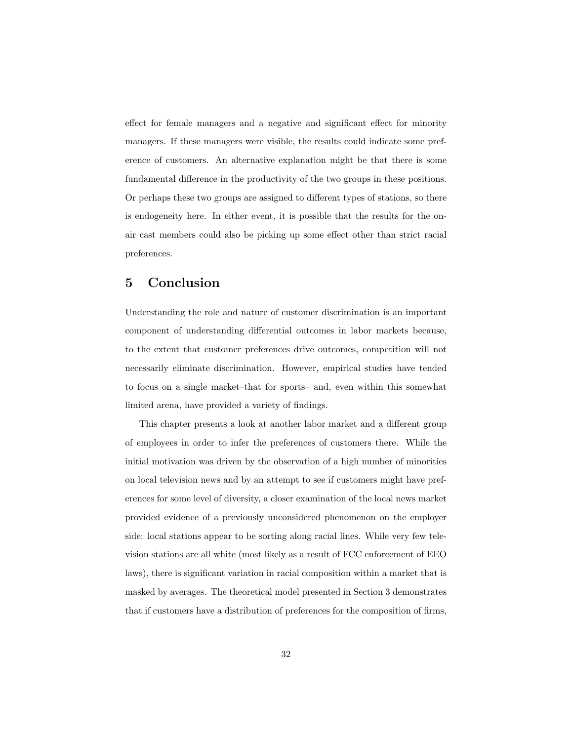effect for female managers and a negative and significant effect for minority managers. If these managers were visible, the results could indicate some preference of customers. An alternative explanation might be that there is some fundamental difference in the productivity of the two groups in these positions. Or perhaps these two groups are assigned to different types of stations, so there is endogeneity here. In either event, it is possible that the results for the on-air cast members could also be picking up some effect other than strict racial preferences.

## 5 Conclusion

Understanding the role and nature of customer discrimination is an important component of understanding differential outcomes in labor markets because, to the extent that customer preferences drive outcomes, competition will not necessarily eliminate discrimination. However, empirical studies have tended to focus on a single market–that for sports– and, even within this somewhat limited arena, have provided a variety of findings.

This chapter presents a look at another labor market and a different group of employees in order to infer the preferences of customers there. While the initial motivation was driven by the observation of a high number of minorities on local television news and by an attempt to see if customers might have preferences for some level of diversity, a closer examination of the local news market provided evidence of a previously unconsidered phenomenon on the employer side: local stations appear to be sorting along racial lines. While very few television stations are all white (most likely as a result of FCC enforcement of EEO laws), there is significant variation in racial composition within a market that is masked by averages. The theoretical model presented in Section 3 demonstrates that if customers have a distribution of preferences for the composition of firms,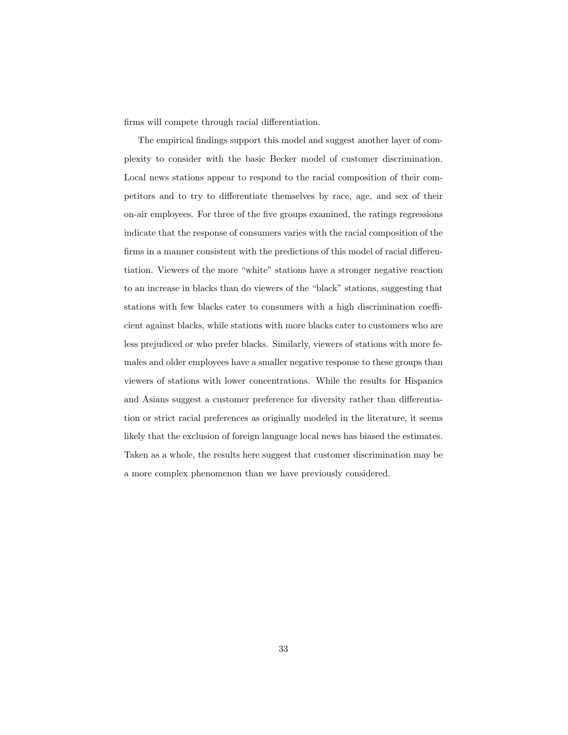firms will compete through racial differentiation.

The empirical findings support this model and suggest another layer of complexity to consider with the basic Becker model of customer discrimination. Local news stations appear to respond to the racial composition of their competitors and to try to differentiate themselves by race, age, and sex of their on-air employees. For three of the five groups examined, the ratings regressions indicate that the response of consumers varies with the racial composition of the firms in a manner consistent with the predictions of this model of racial differentiation. Viewers of the more "white" stations have a stronger negative reaction to an increase in blacks than do viewers of the "black" stations, suggesting that stations with few blacks cater to consumers with a high discrimination coefficient against blacks, while stations with more blacks cater to customers who are less prejudiced or who prefer blacks. Similarly, viewers of stations with more females and older employees have a smaller negative response to these groups than viewers of stations with lower concentrations. While the results for Hispanics and Asians suggest a customer preference for diversity rather than differentiation or strict racial preferences as originally modeled in the literature, it seems likely that the exclusion of foreign language local news has biased the estimates. Taken as a whole, the results here suggest that customer discrimination may be a more complex phenomenon than we have previously considered.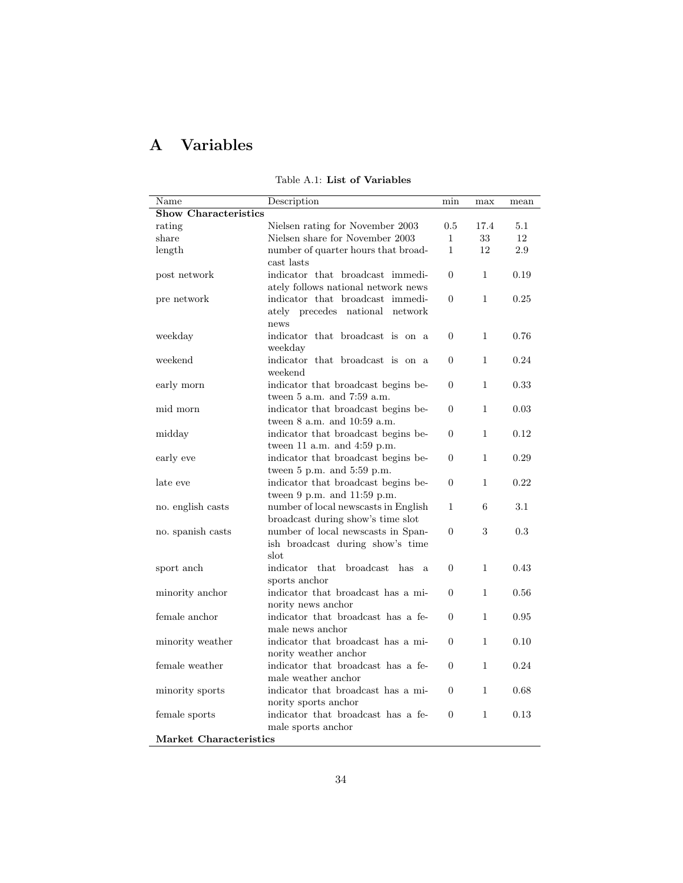# A Variables

Table A.1: **List of Variables**

| Name | Description | min | max | mean |
|---|---|---|---|---|
| **Show Characteristics** | | | | |
| rating | Nielsen rating for November 2003 | 0.5 | 17.4 | 5.1 |
| share | Nielsen share for November 2003 | 1 | 33 | 12 |
| length | number of quarter hours that broadcast lasts | 1 | 12 | 2.9 |
| post network | indicator that broadcast immediately follows national network news | 0 | 1 | 0.19 |
| pre network | indicator that broadcast immediately precedes national network news | 0 | 1 | 0.25 |
| weekday | indicator that broadcast is on a weekday | 0 | 1 | 0.76 |
| weekend | indicator that broadcast is on a weekend | 0 | 1 | 0.24 |
| early morn | indicator that broadcast begins between 5 a.m. and 7:59 a.m. | 0 | 1 | 0.33 |
| mid morn | indicator that broadcast begins between 8 a.m. and 10:59 a.m. | 0 | 1 | 0.03 |
| midday | indicator that broadcast begins between 11 a.m. and 4:59 p.m. | 0 | 1 | 0.12 |
| early eve | indicator that broadcast begins between 5 p.m. and 5:59 p.m. | 0 | 1 | 0.29 |
| late eve | indicator that broadcast begins between 9 p.m. and 11:59 p.m. | 0 | 1 | 0.22 |
| no. english casts | number of local newscasts in English broadcast during show's time slot | 1 | 6 | 3.1 |
| no. spanish casts | number of local newscasts in Spanish broadcast during show's time slot | 0 | 3 | 0.3 |
| sport anch | indicator that broadcast has a sports anchor | 0 | 1 | 0.43 |
| minority anchor | indicator that broadcast has a minority news anchor | 0 | 1 | 0.56 |
| female anchor | indicator that broadcast has a female news anchor | 0 | 1 | 0.95 |
| minority weather | indicator that broadcast has a minority weather anchor | 0 | 1 | 0.10 |
| female weather | indicator that broadcast has a female weather anchor | 0 | 1 | 0.24 |
| minority sports | indicator that broadcast has a minority sports anchor | 0 | 1 | 0.68 |
| female sports | indicator that broadcast has a female sports anchor | 0 | 1 | 0.13 |
| **Market Characteristics** | | | | |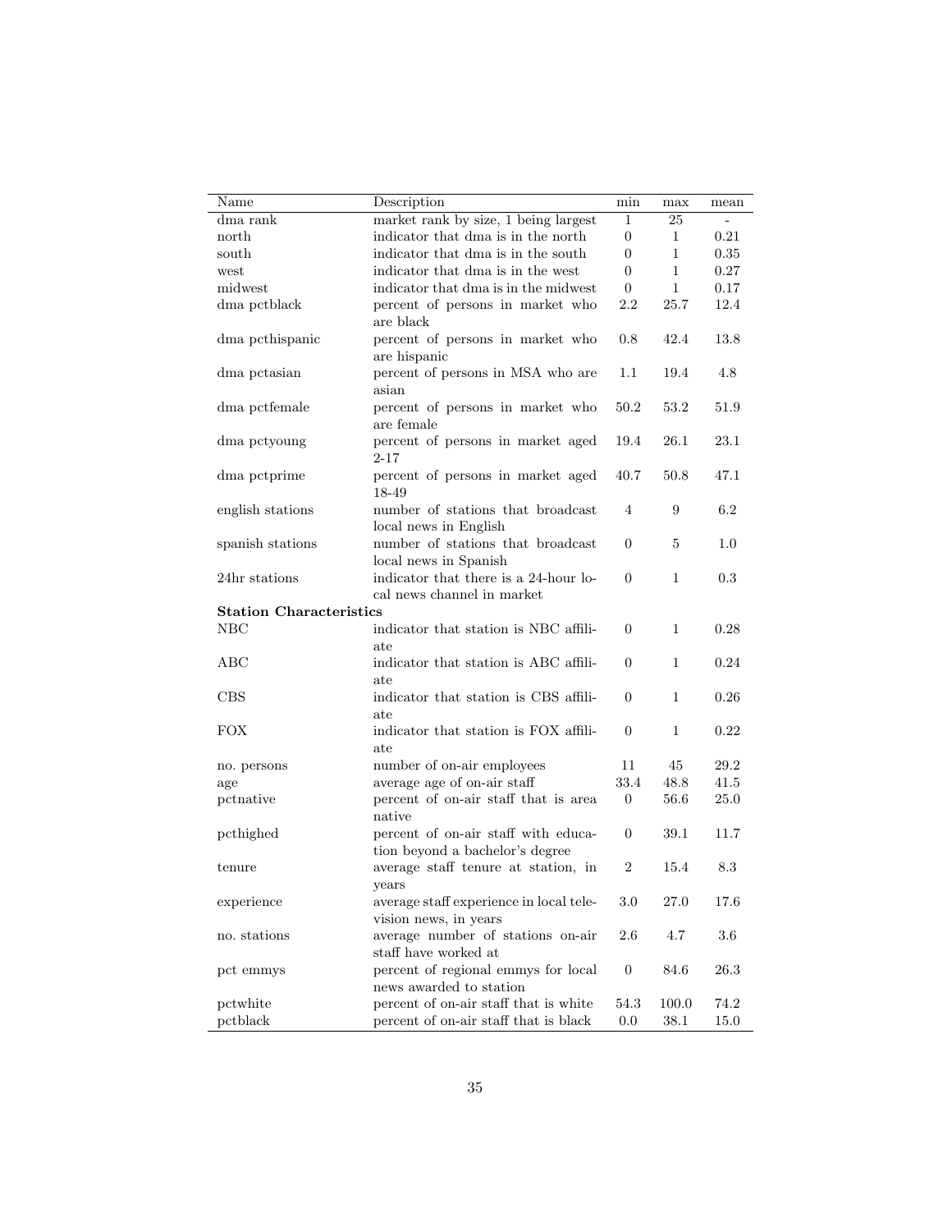| Name | Description | min | max | mean |
|---|---|---|---|---|
| dma rank | market rank by size, 1 being largest | 1 | 25 | - |
| north | indicator that dma is in the north | 0 | 1 | 0.21 |
| south | indicator that dma is in the south | 0 | 1 | 0.35 |
| west | indicator that dma is in the west | 0 | 1 | 0.27 |
| midwest | indicator that dma is in the midwest | 0 | 1 | 0.17 |
| dma pctblack | percent of persons in market who are black | 2.2 | 25.7 | 12.4 |
| dma pcthispanic | percent of persons in market who are hispanic | 0.8 | 42.4 | 13.8 |
| dma pctasian | percent of persons in MSA who are asian | 1.1 | 19.4 | 4.8 |
| dma pctfemale | percent of persons in market who are female | 50.2 | 53.2 | 51.9 |
| dma pctyoung | percent of persons in market aged 2-17 | 19.4 | 26.1 | 23.1 |
| dma pctprime | percent of persons in market aged 18-49 | 40.7 | 50.8 | 47.1 |
| english stations | number of stations that broadcast local news in English | 4 | 9 | 6.2 |
| spanish stations | number of stations that broadcast local news in Spanish | 0 | 5 | 1.0 |
| 24hr stations | indicator that there is a 24-hour local news channel in market | 0 | 1 | 0.3 |
| **Station Characteristics** | | | | |
| NBC | indicator that station is NBC affiliate | 0 | 1 | 0.28 |
| ABC | indicator that station is ABC affiliate | 0 | 1 | 0.24 |
| CBS | indicator that station is CBS affiliate | 0 | 1 | 0.26 |
| FOX | indicator that station is FOX affiliate | 0 | 1 | 0.22 |
| no. persons | number of on-air employees | 11 | 45 | 29.2 |
| age | average age of on-air staff | 33.4 | 48.8 | 41.5 |
| pctnative | percent of on-air staff that is area native | 0 | 56.6 | 25.0 |
| pcthighed | percent of on-air staff with education beyond a bachelor's degree | 0 | 39.1 | 11.7 |
| tenure | average staff tenure at station, in years | 2 | 15.4 | 8.3 |
| experience | average staff experience in local television news, in years | 3.0 | 27.0 | 17.6 |
| no. stations | average number of stations on-air staff have worked at | 2.6 | 4.7 | 3.6 |
| pct emmys | percent of regional emmys for local news awarded to station | 0 | 84.6 | 26.3 |
| pctwhite | percent of on-air staff that is white | 54.3 | 100.0 | 74.2 |
| pctblack | percent of on-air staff that is black | 0.0 | 38.1 | 15.0 |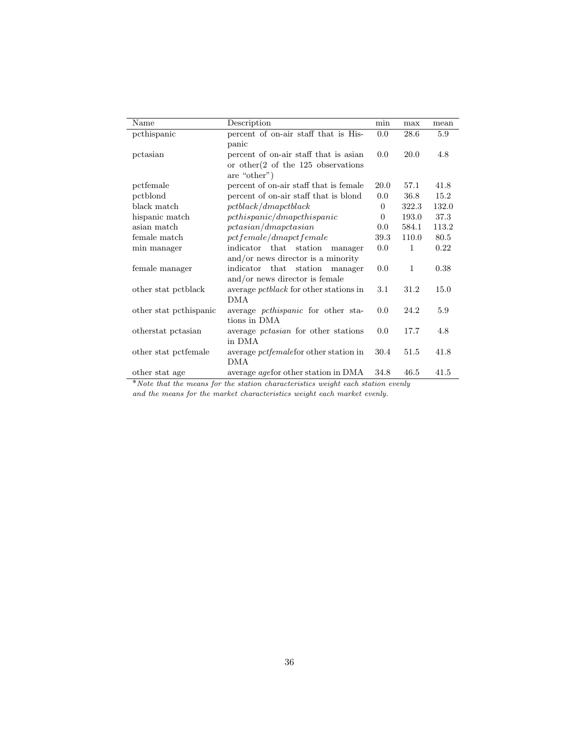| Name | Description | min | max | mean |
|---|---|---|---|---|
| pcthispanic | percent of on-air staff that is Hispanic | 0.0 | 28.6 | 5.9 |
| pctasian | percent of on-air staff that is asian or other(2 of the 125 observations are "other") | 0.0 | 20.0 | 4.8 |
| pctfemale | percent of on-air staff that is female | 20.0 | 57.1 | 41.8 |
| pctblond | percent of on-air staff that is blond | 0.0 | 36.8 | 15.2 |
| black match | *pctblack/dmapctblack* | 0 | 322.3 | 132.0 |
| hispanic match | *pcthispanic/dmapcthispanic* | 0 | 193.0 | 37.3 |
| asian match | *pctasian/dmapctasian* | 0.0 | 584.1 | 113.2 |
| female match | *pctfemale/dmapctfemale* | 39.3 | 110.0 | 80.5 |
| min manager | indicator that station manager and/or news director is a minority | 0.0 | 1 | 0.22 |
| female manager | indicator that station manager and/or news director is female | 0.0 | 1 | 0.38 |
| other stat pctblack | average *pctblack* for other stations in DMA | 3.1 | 31.2 | 15.0 |
| other stat pcthispanic | average *pcthispanic* for other stations in DMA | 0.0 | 24.2 | 5.9 |
| otherstat pctasian | average *pctasian* for other stations in DMA | 0.0 | 17.7 | 4.8 |
| other stat pctfemale | average *pctfemale*for other station in DMA | 30.4 | 51.5 | 41.8 |
| other stat age | average *age*for other station in DMA | 34.8 | 46.5 | 41.5 |

*\*Note that the means for the station characteristics weight each station evenly and the means for the market characteristics weight each market evenly.*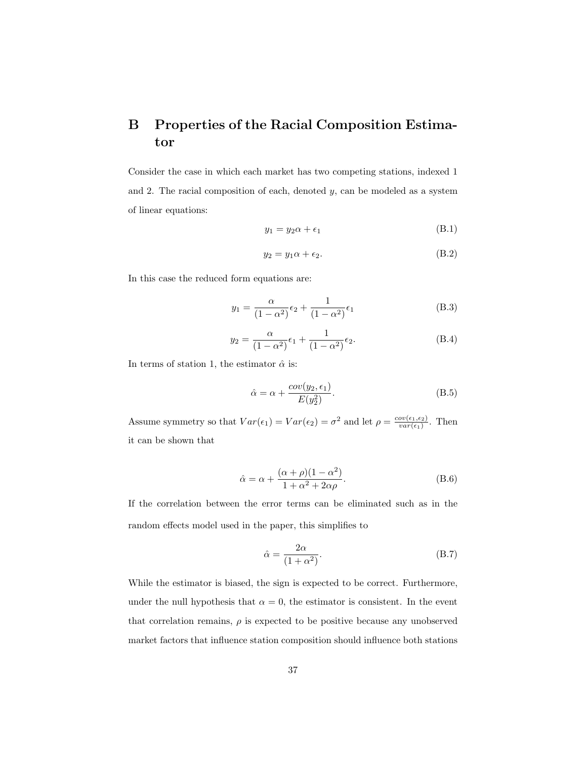# B Properties of the Racial Composition Estimator

Consider the case in which each market has two competing stations, indexed 1 and 2. The racial composition of each, denoted $y$, can be modeled as a system of linear equations:

$$y_1 = y_2\alpha + \epsilon_1 \tag{B.1}$$

$$y_2 = y_1\alpha + \epsilon_2. \tag{B.2}$$

In this case the reduced form equations are:

$$y_1 = \frac{\alpha}{(1-\alpha^2)}\epsilon_2 + \frac{1}{(1-\alpha^2)}\epsilon_1 \tag{B.3}$$

$$y_2 = \frac{\alpha}{(1-\alpha^2)}\epsilon_1 + \frac{1}{(1-\alpha^2)}\epsilon_2. \tag{B.4}$$

In terms of station 1, the estimator $\hat{\alpha}$ is:

$$\hat{\alpha} = \alpha + \frac{cov(y_2, \epsilon_1)}{E(y_2^2)}. \tag{B.5}$$

Assume symmetry so that $Var(\epsilon_1) = Var(\epsilon_2) = \sigma^2$ and let $\rho = \frac{cov(\epsilon_1,\epsilon_2)}{var(\epsilon_1)}$. Then it can be shown that

$$\hat{\alpha} = \alpha + \frac{(\alpha+\rho)(1-\alpha^2)}{1+\alpha^2+2\alpha\rho}. \tag{B.6}$$

If the correlation between the error terms can be eliminated such as in the random effects model used in the paper, this simplifies to

$$\hat{\alpha} = \frac{2\alpha}{(1+\alpha^2)}. \tag{B.7}$$

While the estimator is biased, the sign is expected to be correct. Furthermore, under the null hypothesis that $\alpha = 0$, the estimator is consistent. In the event that correlation remains, $\rho$ is expected to be positive because any unobserved market factors that influence station composition should influence both stations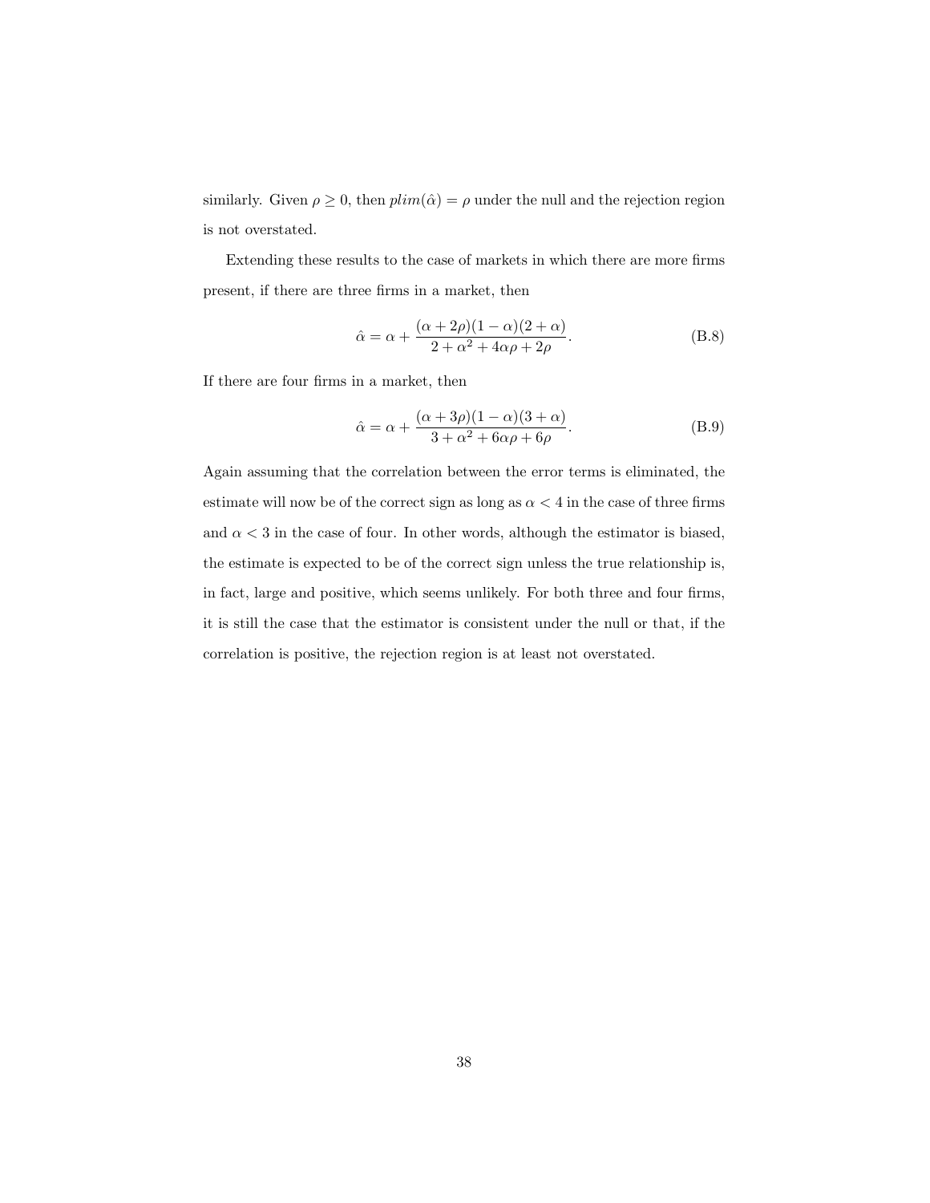similarly. Given $\rho \geq 0$, then $plim(\hat{\alpha}) = \rho$ under the null and the rejection region is not overstated.

Extending these results to the case of markets in which there are more firms present, if there are three firms in a market, then

$$\hat{\alpha} = \alpha + \frac{(\alpha + 2\rho)(1 - \alpha)(2 + \alpha)}{2 + \alpha^2 + 4\alpha\rho + 2\rho}. \tag{B.8}$$

If there are four firms in a market, then

$$\hat{\alpha} = \alpha + \frac{(\alpha + 3\rho)(1 - \alpha)(3 + \alpha)}{3 + \alpha^2 + 6\alpha\rho + 6\rho}. \tag{B.9}$$

Again assuming that the correlation between the error terms is eliminated, the estimate will now be of the correct sign as long as $\alpha < 4$ in the case of three firms and $\alpha < 3$ in the case of four. In other words, although the estimator is biased, the estimate is expected to be of the correct sign unless the true relationship is, in fact, large and positive, which seems unlikely. For both three and four firms, it is still the case that the estimator is consistent under the null or that, if the correlation is positive, the rejection region is at least not overstated.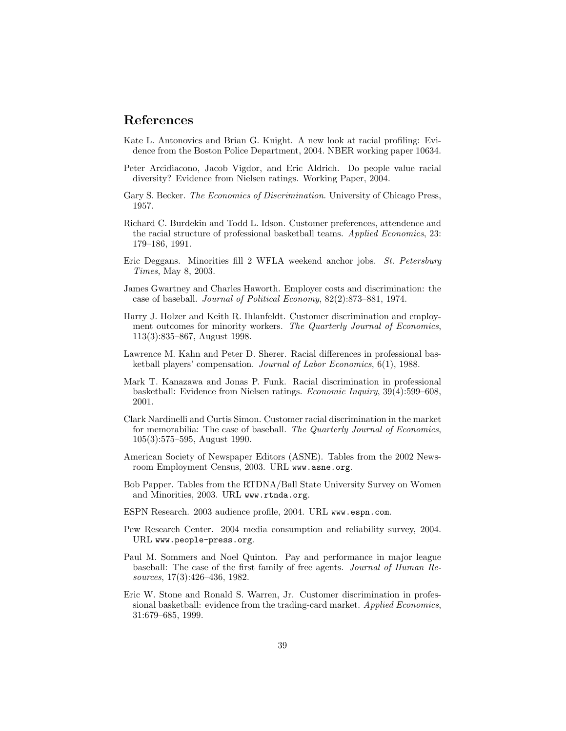## References

Kate L. Antonovics and Brian G. Knight. A new look at racial profiling: Evidence from the Boston Police Department, 2004. NBER working paper 10634.

Peter Arcidiacono, Jacob Vigdor, and Eric Aldrich. Do people value racial diversity? Evidence from Nielsen ratings. Working Paper, 2004.

Gary S. Becker. *The Economics of Discrimination*. University of Chicago Press, 1957.

Richard C. Burdekin and Todd L. Idson. Customer preferences, attendence and the racial structure of professional basketball teams. *Applied Economics*, 23: 179–186, 1991.

Eric Deggans. Minorities fill 2 WFLA weekend anchor jobs. *St. Petersburg Times*, May 8, 2003.

James Gwartney and Charles Haworth. Employer costs and discrimination: the case of baseball. *Journal of Political Economy*, 82(2):873–881, 1974.

Harry J. Holzer and Keith R. Ihlanfeldt. Customer discrimination and employment outcomes for minority workers. *The Quarterly Journal of Economics*, 113(3):835–867, August 1998.

Lawrence M. Kahn and Peter D. Sherer. Racial differences in professional basketball players' compensation. *Journal of Labor Economics*, 6(1), 1988.

Mark T. Kanazawa and Jonas P. Funk. Racial discrimination in professional basketball: Evidence from Nielsen ratings. *Economic Inquiry*, 39(4):599–608, 2001.

Clark Nardinelli and Curtis Simon. Customer racial discrimination in the market for memorabilia: The case of baseball. *The Quarterly Journal of Economics*, 105(3):575–595, August 1990.

American Society of Newspaper Editors (ASNE). Tables from the 2002 Newsroom Employment Census, 2003. URL www.asne.org.

Bob Papper. Tables from the RTDNA/Ball State University Survey on Women and Minorities, 2003. URL www.rtnda.org.

ESPN Research. 2003 audience profile, 2004. URL www.espn.com.

Pew Research Center. 2004 media consumption and reliability survey, 2004. URL www.people-press.org.

Paul M. Sommers and Noel Quinton. Pay and performance in major league baseball: The case of the first family of free agents. *Journal of Human Resources*, 17(3):426–436, 1982.

Eric W. Stone and Ronald S. Warren, Jr. Customer discrimination in professional basketball: evidence from the trading-card market. *Applied Economics*, 31:679–685, 1999.